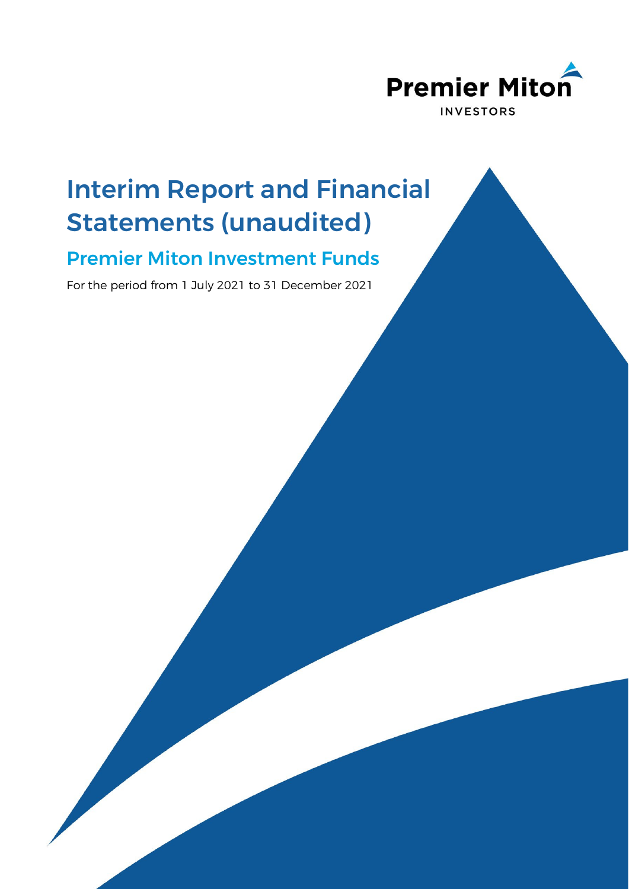Premier Miton

INVESTORS

# Interim Report and Financial Statements (unaudited)

## Premier Miton Investment Funds

For the period from 1 July 2021 to 31 December 2021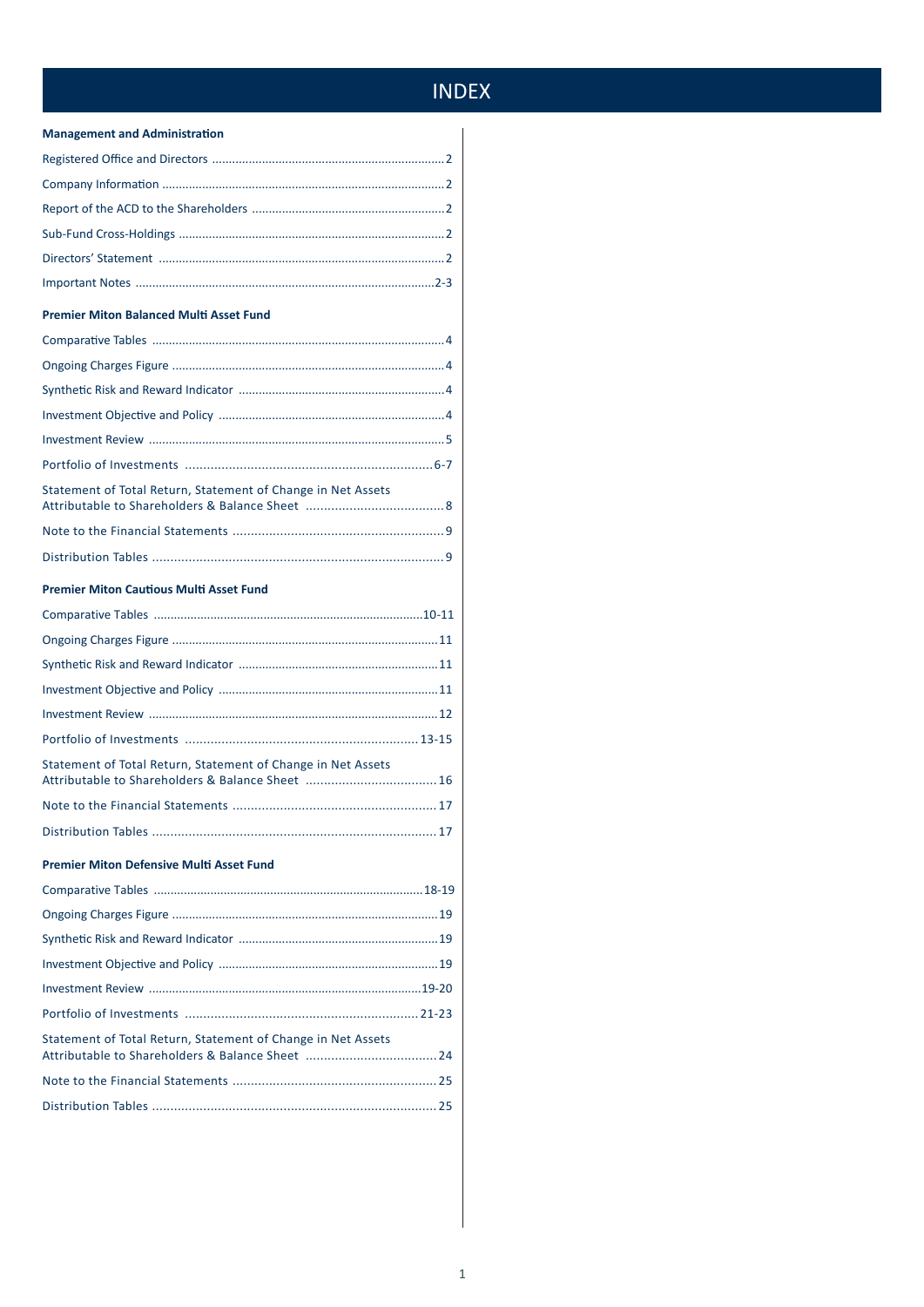# INDEX

**Management and Administration**

Registered Office and Directors ..................................................................... 2

Company Information ..................................................................... 2

Report of the ACD to the Shareholders ..................................................................... 2

Sub-Fund Cross-Holdings ..................................................................... 2

Directors' Statement ..................................................................... 2

Important Notes ..................................................................... 2-3

**Premier Miton Balanced Multi Asset Fund**

Comparative Tables ..................................................................... 4

Ongoing Charges Figure ..................................................................... 4

Synthetic Risk and Reward Indicator ..................................................................... 4

Investment Objective and Policy ..................................................................... 4

Investment Review ..................................................................... 5

Portfolio of Investments ..................................................................... 6-7

Statement of Total Return, Statement of Change in Net Assets Attributable to Shareholders & Balance Sheet ..................................... 8

Note to the Financial Statements ..................................................................... 9

Distribution Tables ..................................................................... 9

**Premier Miton Cautious Multi Asset Fund**

Comparative Tables ..................................................................... 10-11

Ongoing Charges Figure ..................................................................... 11

Synthetic Risk and Reward Indicator ..................................................................... 11

Investment Objective and Policy ..................................................................... 11

Investment Review ..................................................................... 12

Portfolio of Investments ..................................................................... 13-15

Statement of Total Return, Statement of Change in Net Assets Attributable to Shareholders & Balance Sheet ..................................... 16

Note to the Financial Statements ..................................................................... 17

Distribution Tables ..................................................................... 17

**Premier Miton Defensive Multi Asset Fund**

Comparative Tables ..................................................................... 18-19

Ongoing Charges Figure ..................................................................... 19

Synthetic Risk and Reward Indicator ..................................................................... 19

Investment Objective and Policy ..................................................................... 19

Investment Review ..................................................................... 19-20

Portfolio of Investments ..................................................................... 21-23

Statement of Total Return, Statement of Change in Net Assets Attributable to Shareholders & Balance Sheet ..................................... 24

Note to the Financial Statements ..................................................................... 25

Distribution Tables ..................................................................... 25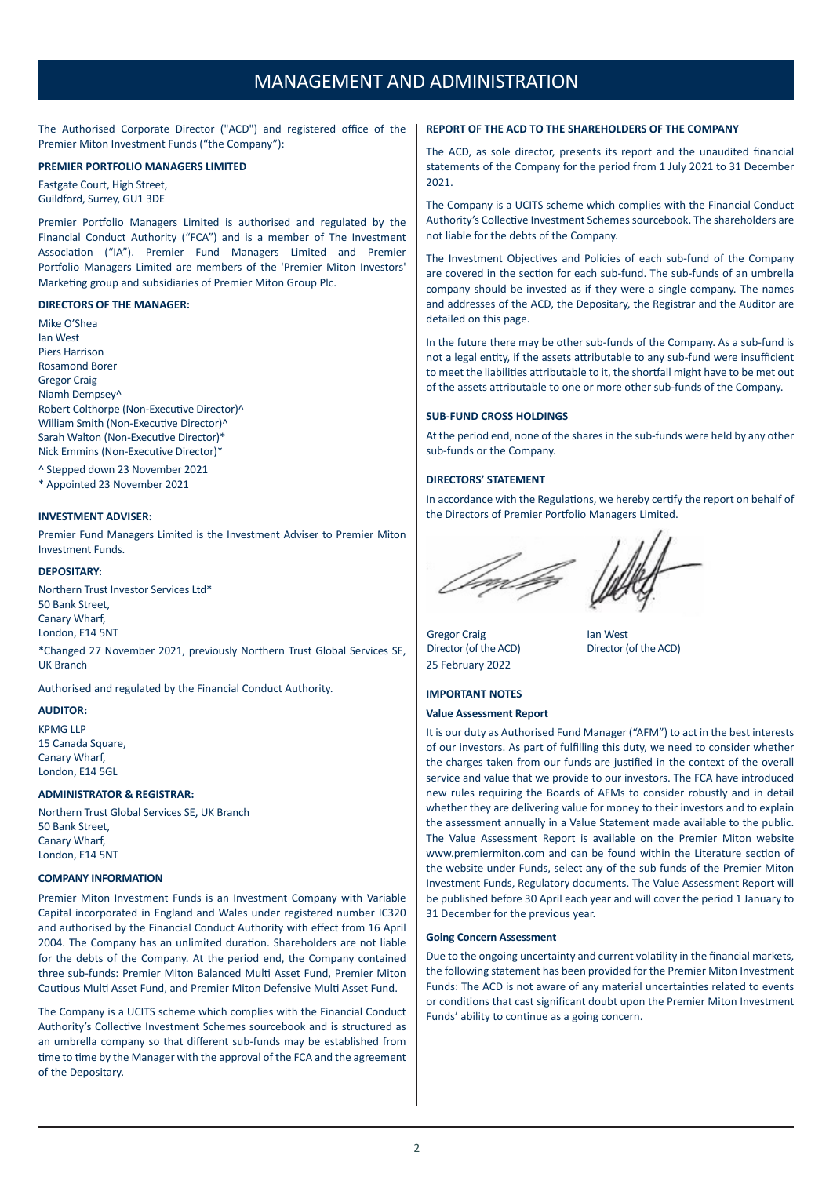# MANAGEMENT AND ADMINISTRATION

The Authorised Corporate Director ("ACD") and registered office of the Premier Miton Investment Funds ("the Company"):

**PREMIER PORTFOLIO MANAGERS LIMITED**

Eastgate Court, High Street,
Guildford, Surrey, GU1 3DE

Premier Portfolio Managers Limited is authorised and regulated by the Financial Conduct Authority ("FCA") and is a member of The Investment Association ("IA"). Premier Fund Managers Limited and Premier Portfolio Managers Limited are members of the 'Premier Miton Investors' Marketing group and subsidiaries of Premier Miton Group Plc.

**DIRECTORS OF THE MANAGER:**

Mike O'Shea
Ian West
Piers Harrison
Rosamond Borer
Gregor Craig
Niamh Dempsey^
Robert Colthorpe (Non-Executive Director)^
William Smith (Non-Executive Director)^
Sarah Walton (Non-Executive Director)*
Nick Emmins (Non-Executive Director)*

^ Stepped down 23 November 2021
* Appointed 23 November 2021

**INVESTMENT ADVISER:**

Premier Fund Managers Limited is the Investment Adviser to Premier Miton Investment Funds.

**DEPOSITARY:**

Northern Trust Investor Services Ltd*
50 Bank Street,
Canary Wharf,
London, E14 5NT

*Changed 27 November 2021, previously Northern Trust Global Services SE, UK Branch

Authorised and regulated by the Financial Conduct Authority.

**AUDITOR:**

KPMG LLP
15 Canada Square,
Canary Wharf,
London, E14 5GL

**ADMINISTRATOR & REGISTRAR:**

Northern Trust Global Services SE, UK Branch
50 Bank Street,
Canary Wharf,
London, E14 5NT

**COMPANY INFORMATION**

Premier Miton Investment Funds is an Investment Company with Variable Capital incorporated in England and Wales under registered number IC320 and authorised by the Financial Conduct Authority with effect from 16 April 2004. The Company has an unlimited duration. Shareholders are not liable for the debts of the Company. At the period end, the Company contained three sub-funds: Premier Miton Balanced Multi Asset Fund, Premier Miton Cautious Multi Asset Fund, and Premier Miton Defensive Multi Asset Fund.

The Company is a UCITS scheme which complies with the Financial Conduct Authority's Collective Investment Schemes sourcebook and is structured as an umbrella company so that different sub-funds may be established from time to time by the Manager with the approval of the FCA and the agreement of the Depositary.

**REPORT OF THE ACD TO THE SHAREHOLDERS OF THE COMPANY**

The ACD, as sole director, presents its report and the unaudited financial statements of the Company for the period from 1 July 2021 to 31 December 2021.

The Company is a UCITS scheme which complies with the Financial Conduct Authority's Collective Investment Schemes sourcebook. The shareholders are not liable for the debts of the Company.

The Investment Objectives and Policies of each sub-fund of the Company are covered in the section for each sub-fund. The sub-funds of an umbrella company should be invested as if they were a single company. The names and addresses of the ACD, the Depositary, the Registrar and the Auditor are detailed on this page.

In the future there may be other sub-funds of the Company. As a sub-fund is not a legal entity, if the assets attributable to any sub-fund were insufficient to meet the liabilities attributable to it, the shortfall might have to be met out of the assets attributable to one or more other sub-funds of the Company.

**SUB-FUND CROSS HOLDINGS**

At the period end, none of the shares in the sub-funds were held by any other sub-funds or the Company.

**DIRECTORS' STATEMENT**

In accordance with the Regulations, we hereby certify the report on behalf of the Directors of Premier Portfolio Managers Limited.

Gregor Craig
Director (of the ACD)
25 February 2022

Ian West
Director (of the ACD)

**IMPORTANT NOTES**

**Value Assessment Report**

It is our duty as Authorised Fund Manager ("AFM") to act in the best interests of our investors. As part of fulfilling this duty, we need to consider whether the charges taken from our funds are justified in the context of the overall service and value that we provide to our investors. The FCA have introduced new rules requiring the Boards of AFMs to consider robustly and in detail whether they are delivering value for money to their investors and to explain the assessment annually in a Value Statement made available to the public. The Value Assessment Report is available on the Premier Miton website www.premiermiton.com and can be found within the Literature section of the website under Funds, select any of the sub funds of the Premier Miton Investment Funds, Regulatory documents. The Value Assessment Report will be published before 30 April each year and will cover the period 1 January to 31 December for the previous year.

**Going Concern Assessment**

Due to the ongoing uncertainty and current volatility in the financial markets, the following statement has been provided for the Premier Miton Investment Funds: The ACD is not aware of any material uncertainties related to events or conditions that cast significant doubt upon the Premier Miton Investment Funds' ability to continue as a going concern.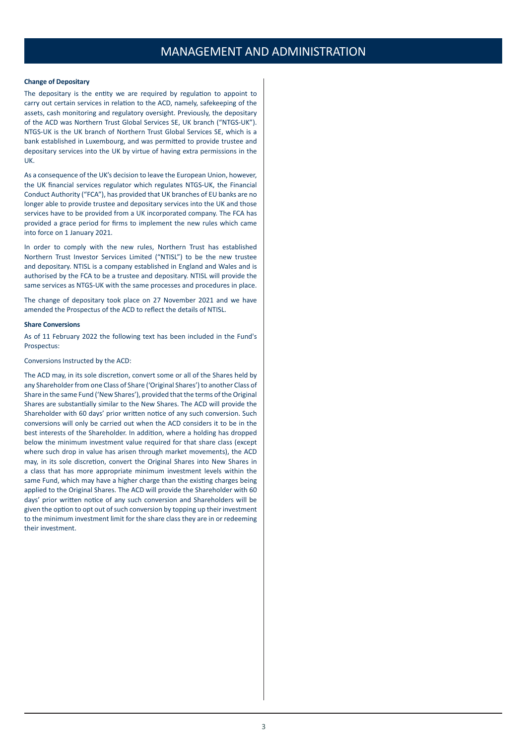# MANAGEMENT AND ADMINISTRATION

**Change of Depositary**

The depositary is the entity we are required by regulation to appoint to carry out certain services in relation to the ACD, namely, safekeeping of the assets, cash monitoring and regulatory oversight. Previously, the depositary of the ACD was Northern Trust Global Services SE, UK branch ("NTGS-UK"). NTGS-UK is the UK branch of Northern Trust Global Services SE, which is a bank established in Luxembourg, and was permitted to provide trustee and depositary services into the UK by virtue of having extra permissions in the UK.

As a consequence of the UK's decision to leave the European Union, however, the UK financial services regulator which regulates NTGS-UK, the Financial Conduct Authority ("FCA"), has provided that UK branches of EU banks are no longer able to provide trustee and depositary services into the UK and those services have to be provided from a UK incorporated company. The FCA has provided a grace period for firms to implement the new rules which came into force on 1 January 2021.

In order to comply with the new rules, Northern Trust has established Northern Trust Investor Services Limited ("NTISL") to be the new trustee and depositary. NTISL is a company established in England and Wales and is authorised by the FCA to be a trustee and depositary. NTISL will provide the same services as NTGS-UK with the same processes and procedures in place.

The change of depositary took place on 27 November 2021 and we have amended the Prospectus of the ACD to reflect the details of NTISL.

**Share Conversions**

As of 11 February 2022 the following text has been included in the Fund's Prospectus:

Conversions Instructed by the ACD:

The ACD may, in its sole discretion, convert some or all of the Shares held by any Shareholder from one Class of Share ('Original Shares') to another Class of Share in the same Fund ('New Shares'), provided that the terms of the Original Shares are substantially similar to the New Shares. The ACD will provide the Shareholder with 60 days' prior written notice of any such conversion. Such conversions will only be carried out when the ACD considers it to be in the best interests of the Shareholder. In addition, where a holding has dropped below the minimum investment value required for that share class (except where such drop in value has arisen through market movements), the ACD may, in its sole discretion, convert the Original Shares into New Shares in a class that has more appropriate minimum investment levels within the same Fund, which may have a higher charge than the existing charges being applied to the Original Shares. The ACD will provide the Shareholder with 60 days' prior written notice of any such conversion and Shareholders will be given the option to opt out of such conversion by topping up their investment to the minimum investment limit for the share class they are in or redeeming their investment.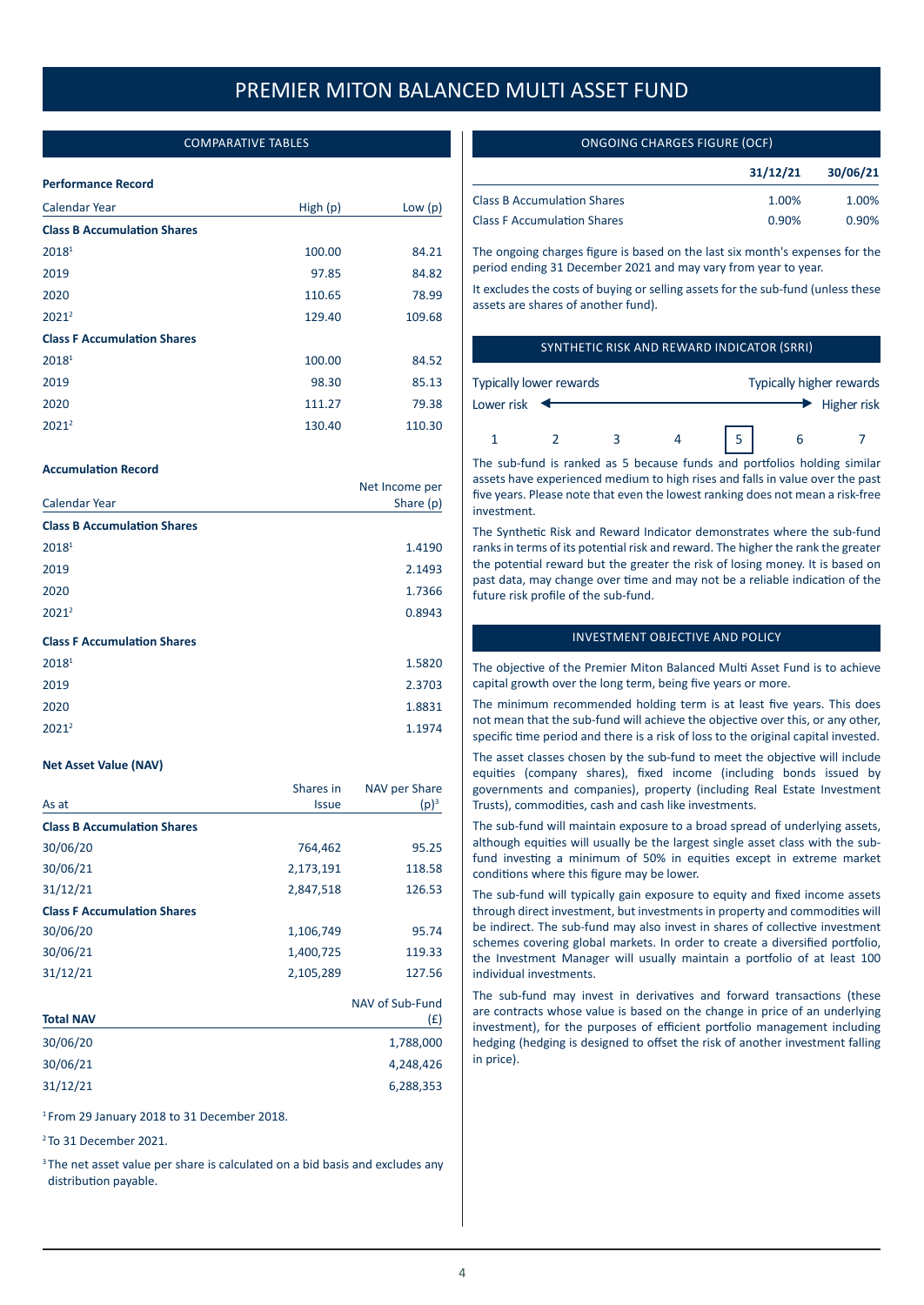// Premier Miton Balanced Multi Asset Fund

# PREMIER MITON BALANCED MULTI ASSET FUND

## COMPARATIVE TABLES

**Performance Record**

| Calendar Year | High (p) | Low (p) |
|---|---|---|
| **Class B Accumulation Shares** | | |
| 2018[1] | 100.00 | 84.21 |
| 2019 | 97.85 | 84.82 |
| 2020 | 110.65 | 78.99 |
| 2021[2] | 129.40 | 109.68 |
| **Class F Accumulation Shares** | | |
| 2018[1] | 100.00 | 84.52 |
| 2019 | 98.30 | 85.13 |
| 2020 | 111.27 | 79.38 |
| 2021[2] | 130.40 | 110.30 |

**Accumulation Record**

| Calendar Year | Net Income per Share (p) |
|---|---|
| **Class B Accumulation Shares** | |
| 2018[1] | 1.4190 |
| 2019 | 2.1493 |
| 2020 | 1.7366 |
| 2021[2] | 0.8943 |
| **Class F Accumulation Shares** | |
| 2018[1] | 1.5820 |
| 2019 | 2.3703 |
| 2020 | 1.8831 |
| 2021[2] | 1.1974 |

**Net Asset Value (NAV)**

| As at | Shares in Issue | NAV per Share (p)[3] |
|---|---|---|
| **Class B Accumulation Shares** | | |
| 30/06/20 | 764,462 | 95.25 |
| 30/06/21 | 2,173,191 | 118.58 |
| 31/12/21 | 2,847,518 | 126.53 |
| **Class F Accumulation Shares** | | |
| 30/06/20 | 1,106,749 | 95.74 |
| 30/06/21 | 1,400,725 | 119.33 |
| 31/12/21 | 2,105,289 | 127.56 |

| Total NAV | NAV of Sub-Fund (£) |
|---|---|
| 30/06/20 | 1,788,000 |
| 30/06/21 | 4,248,426 |
| 31/12/21 | 6,288,353 |

[1] From 29 January 2018 to 31 December 2018.

[2] To 31 December 2021.

[3] The net asset value per share is calculated on a bid basis and excludes any distribution payable.

## ONGOING CHARGES FIGURE (OCF)

| | 31/12/21 | 30/06/21 |
|---|---|---|
| Class B Accumulation Shares | 1.00% | 1.00% |
| Class F Accumulation Shares | 0.90% | 0.90% |

The ongoing charges figure is based on the last six month's expenses for the period ending 31 December 2021 and may vary from year to year.

It excludes the costs of buying or selling assets for the sub-fund (unless these assets are shares of another fund).

## SYNTHETIC RISK AND REWARD INDICATOR (SRRI)

Typically lower rewards ← → Typically higher rewards

Lower risk ← → Higher risk

1 2 3 4 **[5]** 6 7

The sub-fund is ranked as 5 because funds and portfolios holding similar assets have experienced medium to high rises and falls in value over the past five years. Please note that even the lowest ranking does not mean a risk-free investment.

The Synthetic Risk and Reward Indicator demonstrates where the sub-fund ranks in terms of its potential risk and reward. The higher the rank the greater the potential reward but the greater the risk of losing money. It is based on past data, may change over time and may not be a reliable indication of the future risk profile of the sub-fund.

## INVESTMENT OBJECTIVE AND POLICY

The objective of the Premier Miton Balanced Multi Asset Fund is to achieve capital growth over the long term, being five years or more.

The minimum recommended holding term is at least five years. This does not mean that the sub-fund will achieve the objective over this, or any other, specific time period and there is a risk of loss to the original capital invested.

The asset classes chosen by the sub-fund to meet the objective will include equities (company shares), fixed income (including bonds issued by governments and companies), property (including Real Estate Investment Trusts), commodities, cash and cash like investments.

The sub-fund will maintain exposure to a broad spread of underlying assets, although equities will usually be the largest single asset class with the sub-fund investing a minimum of 50% in equities except in extreme market conditions where this figure may be lower.

The sub-fund will typically gain exposure to equity and fixed income assets through direct investment, but investments in property and commodities will be indirect. The sub-fund may also invest in shares of collective investment schemes covering global markets. In order to create a diversified portfolio, the Investment Manager will usually maintain a portfolio of at least 100 individual investments.

The sub-fund may invest in derivatives and forward transactions (these are contracts whose value is based on the change in price of an underlying investment), for the purposes of efficient portfolio management including hedging (hedging is designed to offset the risk of another investment falling in price).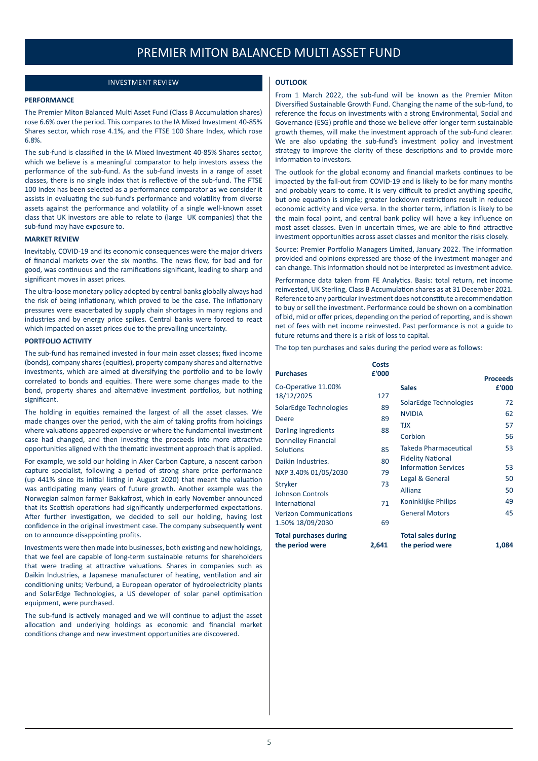# PREMIER MITON BALANCED MULTI ASSET FUND

## INVESTMENT REVIEW

### PERFORMANCE

The Premier Miton Balanced Multi Asset Fund (Class B Accumulation shares) rose 6.6% over the period. This compares to the IA Mixed Investment 40-85% Shares sector, which rose 4.1%, and the FTSE 100 Share Index, which rose 6.8%.

The sub-fund is classified in the IA Mixed Investment 40-85% Shares sector, which we believe is a meaningful comparator to help investors assess the performance of the sub-fund. As the sub-fund invests in a range of asset classes, there is no single index that is reflective of the sub-fund. The FTSE 100 Index has been selected as a performance comparator as we consider it assists in evaluating the sub-fund's performance and volatility from diverse assets against the performance and volatility of a single well-known asset class that UK investors are able to relate to (large UK companies) that the sub-fund may have exposure to.

### MARKET REVIEW

Inevitably, COVID-19 and its economic consequences were the major drivers of financial markets over the six months. The news flow, for bad and for good, was continuous and the ramifications significant, leading to sharp and significant moves in asset prices.

The ultra-loose monetary policy adopted by central banks globally always had the risk of being inflationary, which proved to be the case. The inflationary pressures were exacerbated by supply chain shortages in many regions and industries and by energy price spikes. Central banks were forced to react which impacted on asset prices due to the prevailing uncertainty.

### PORTFOLIO ACTIVITY

The sub-fund has remained invested in four main asset classes; fixed income (bonds), company shares (equities), property company shares and alternative investments, which are aimed at diversifying the portfolio and to be lowly correlated to bonds and equities. There were some changes made to the bond, property shares and alternative investment portfolios, but nothing significant.

The holding in equities remained the largest of all the asset classes. We made changes over the period, with the aim of taking profits from holdings where valuations appeared expensive or where the fundamental investment case had changed, and then investing the proceeds into more attractive opportunities aligned with the thematic investment approach that is applied.

For example, we sold our holding in Aker Carbon Capture, a nascent carbon capture specialist, following a period of strong share price performance (up 441% since its initial listing in August 2020) that meant the valuation was anticipating many years of future growth. Another example was the Norwegian salmon farmer Bakkafrost, which in early November announced that its Scottish operations had significantly underperformed expectations. After further investigation, we decided to sell our holding, having lost confidence in the original investment case. The company subsequently went on to announce disappointing profits.

Investments were then made into businesses, both existing and new holdings, that we feel are capable of long-term sustainable returns for shareholders that were trading at attractive valuations. Shares in companies such as Daikin Industries, a Japanese manufacturer of heating, ventilation and air conditioning units; Verbund, a European operator of hydroelectricity plants and SolarEdge Technologies, a US developer of solar panel optimisation equipment, were purchased.

The sub-fund is actively managed and we will continue to adjust the asset allocation and underlying holdings as economic and financial market conditions change and new investment opportunities are discovered.

### OUTLOOK

From 1 March 2022, the sub-fund will be known as the Premier Miton Diversified Sustainable Growth Fund. Changing the name of the sub-fund, to reference the focus on investments with a strong Environmental, Social and Governance (ESG) profile and those we believe offer longer term sustainable growth themes, will make the investment approach of the sub-fund clearer. We are also updating the sub-fund's investment policy and investment strategy to improve the clarity of these descriptions and to provide more information to investors.

The outlook for the global economy and financial markets continues to be impacted by the fall-out from COVID-19 and is likely to be for many months and probably years to come. It is very difficult to predict anything specific, but one equation is simple; greater lockdown restrictions result in reduced economic activity and vice versa. In the shorter term, inflation is likely to be the main focal point, and central bank policy will have a key influence on most asset classes. Even in uncertain times, we are able to find attractive investment opportunities across asset classes and monitor the risks closely.

Source: Premier Portfolio Managers Limited, January 2022. The information provided and opinions expressed are those of the investment manager and can change. This information should not be interpreted as investment advice.

Performance data taken from FE Analytics. Basis: total return, net income reinvested, UK Sterling, Class B Accumulation shares as at 31 December 2021. Reference to any particular investment does not constitute a recommendation to buy or sell the investment. Performance could be shown on a combination of bid, mid or offer prices, depending on the period of reporting, and is shown net of fees with net income reinvested. Past performance is not a guide to future returns and there is a risk of loss to capital.

The top ten purchases and sales during the period were as follows:

| Purchases | Costs £'000 |
|---|---|
| Co-Operative 11.00% 18/12/2025 | 127 |
| SolarEdge Technologies | 89 |
| Deere | 89 |
| Darling Ingredients | 88 |
| Donnelley Financial Solutions | 85 |
| Daikin Industries. | 80 |
| NXP 3.40% 01/05/2030 | 79 |
| Stryker | 73 |
| Johnson Controls International | 71 |
| Verizon Communications 1.50% 18/09/2030 | 69 |
| **Total purchases during the period were** | **2,641** |

| Sales | Proceeds £'000 |
|---|---|
| SolarEdge Technologies | 72 |
| NVIDIA | 62 |
| TJX | 57 |
| Corbion | 56 |
| Takeda Pharmaceutical | 53 |
| Fidelity National Information Services | 53 |
| Legal & General | 50 |
| Allianz | 50 |
| Koninklijke Philips | 49 |
| General Motors | 45 |
| **Total sales during the period were** | **1,084** |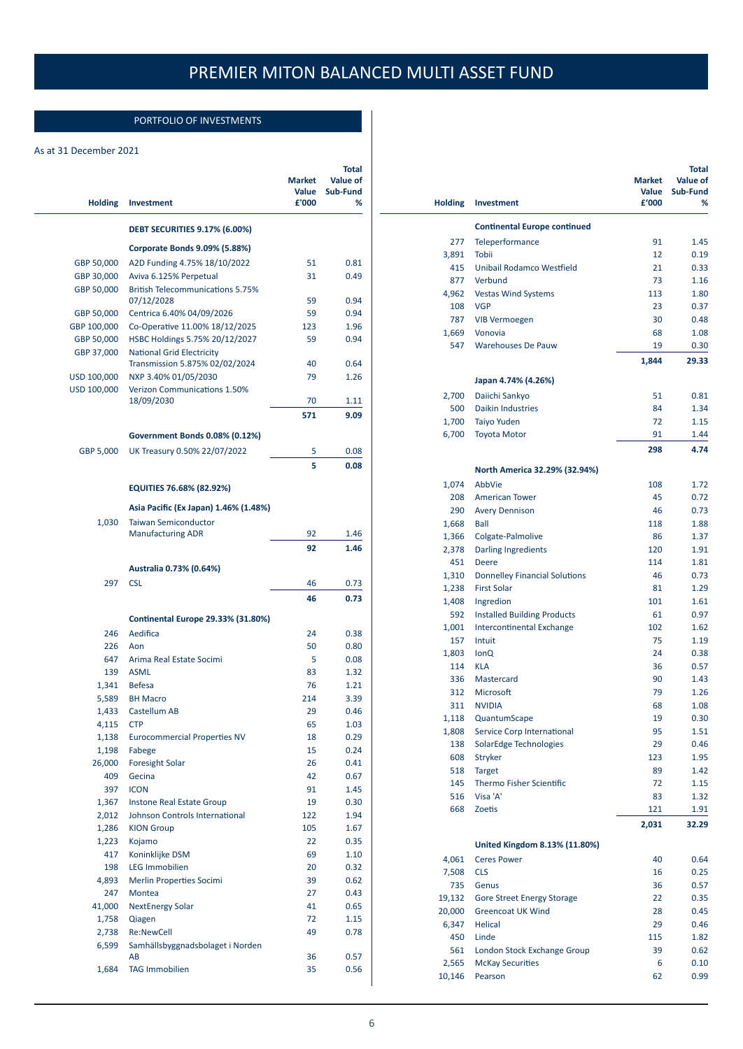# PREMIER MITON BALANCED MULTI ASSET FUND

## PORTFOLIO OF INVESTMENTS

As at 31 December 2021

| Holding | Investment | Market Value £'000 | Total Value of Sub-Fund % |
|---|---|---|---|
| | **DEBT SECURITIES 9.17% (6.00%)** | | |
| | **Corporate Bonds 9.09% (5.88%)** | | |
| GBP 50,000 | A2D Funding 4.75% 18/10/2022 | 51 | 0.81 |
| GBP 30,000 | Aviva 6.125% Perpetual | 31 | 0.49 |
| GBP 50,000 | British Telecommunications 5.75% 07/12/2028 | 59 | 0.94 |
| GBP 50,000 | Centrica 6.40% 04/09/2026 | 59 | 0.94 |
| GBP 100,000 | Co-Operative 11.00% 18/12/2025 | 123 | 1.96 |
| GBP 50,000 | HSBC Holdings 5.75% 20/12/2027 | 59 | 0.94 |
| GBP 37,000 | National Grid Electricity Transmission 5.875% 02/02/2024 | 40 | 0.64 |
| USD 100,000 | NXP 3.40% 01/05/2030 | 79 | 1.26 |
| USD 100,000 | Verizon Communications 1.50% 18/09/2030 | 70 | 1.11 |
| | | **571** | **9.09** |
| | **Government Bonds 0.08% (0.12%)** | | |
| GBP 5,000 | UK Treasury 0.50% 22/07/2022 | 5 | 0.08 |
| | | **5** | **0.08** |
| | **EQUITIES 76.68% (82.92%)** | | |
| | **Asia Pacific (Ex Japan) 1.46% (1.48%)** | | |
| 1,030 | Taiwan Semiconductor Manufacturing ADR | 92 | 1.46 |
| | | **92** | **1.46** |
| | **Australia 0.73% (0.64%)** | | |
| 297 | CSL | 46 | 0.73 |
| | | **46** | **0.73** |
| | **Continental Europe 29.33% (31.80%)** | | |
| 246 | Aedifica | 24 | 0.38 |
| 226 | Aon | 50 | 0.80 |
| 647 | Arima Real Estate Socimi | 5 | 0.08 |
| 139 | ASML | 83 | 1.32 |
| 1,341 | Befesa | 76 | 1.21 |
| 5,589 | BH Macro | 214 | 3.39 |
| 1,433 | Castellum AB | 29 | 0.46 |
| 4,115 | CTP | 65 | 1.03 |
| 1,138 | Eurocommercial Properties NV | 18 | 0.29 |
| 1,198 | Fabege | 15 | 0.24 |
| 26,000 | Foresight Solar | 26 | 0.41 |
| 409 | Gecina | 42 | 0.67 |
| 397 | ICON | 91 | 1.45 |
| 1,367 | Instone Real Estate Group | 19 | 0.30 |
| 2,012 | Johnson Controls International | 122 | 1.94 |
| 1,286 | KION Group | 105 | 1.67 |
| 1,223 | Kojamo | 22 | 0.35 |
| 417 | Koninklijke DSM | 69 | 1.10 |
| 198 | LEG Immobilien | 20 | 0.32 |
| 4,893 | Merlin Properties Socimi | 39 | 0.62 |
| 247 | Montea | 27 | 0.43 |
| 41,000 | NextEnergy Solar | 41 | 0.65 |
| 1,758 | Qiagen | 72 | 1.15 |
| 2,738 | Re:NewCell | 49 | 0.78 |
| 6,599 | Samhällsbyggnadsbolaget i Norden AB | 36 | 0.57 |
| 1,684 | TAG Immobilien | 35 | 0.56 |
| | **Continental Europe continued** | | |
| 277 | Teleperformance | 91 | 1.45 |
| 3,891 | Tobii | 12 | 0.19 |
| 415 | Unibail Rodamco Westfield | 21 | 0.33 |
| 877 | Verbund | 73 | 1.16 |
| 4,962 | Vestas Wind Systems | 113 | 1.80 |
| 108 | VGP | 23 | 0.37 |
| 787 | VIB Vermoegen | 30 | 0.48 |
| 1,669 | Vonovia | 68 | 1.08 |
| 547 | Warehouses De Pauw | 19 | 0.30 |
| | | **1,844** | **29.33** |
| | **Japan 4.74% (4.26%)** | | |
| 2,700 | Daiichi Sankyo | 51 | 0.81 |
| 500 | Daikin Industries | 84 | 1.34 |
| 1,700 | Taiyo Yuden | 72 | 1.15 |
| 6,700 | Toyota Motor | 91 | 1.44 |
| | | **298** | **4.74** |
| | **North America 32.29% (32.94%)** | | |
| 1,074 | AbbVie | 108 | 1.72 |
| 208 | American Tower | 45 | 0.72 |
| 290 | Avery Dennison | 46 | 0.73 |
| 1,668 | Ball | 118 | 1.88 |
| 1,366 | Colgate-Palmolive | 86 | 1.37 |
| 2,378 | Darling Ingredients | 120 | 1.91 |
| 451 | Deere | 114 | 1.81 |
| 1,310 | Donnelley Financial Solutions | 46 | 0.73 |
| 1,238 | First Solar | 81 | 1.29 |
| 1,408 | Ingredion | 101 | 1.61 |
| 592 | Installed Building Products | 61 | 0.97 |
| 1,001 | Intercontinental Exchange | 102 | 1.62 |
| 157 | Intuit | 75 | 1.19 |
| 1,803 | IonQ | 24 | 0.38 |
| 114 | KLA | 36 | 0.57 |
| 336 | Mastercard | 90 | 1.43 |
| 312 | Microsoft | 79 | 1.26 |
| 311 | NVIDIA | 68 | 1.08 |
| 1,118 | QuantumScape | 19 | 0.30 |
| 1,808 | Service Corp International | 95 | 1.51 |
| 138 | SolarEdge Technologies | 29 | 0.46 |
| 608 | Stryker | 123 | 1.95 |
| 518 | Target | 89 | 1.42 |
| 145 | Thermo Fisher Scientific | 72 | 1.15 |
| 516 | Visa 'A' | 83 | 1.32 |
| 668 | Zoetis | 121 | 1.91 |
| | | **2,031** | **32.29** |
| | **United Kingdom 8.13% (11.80%)** | | |
| 4,061 | Ceres Power | 40 | 0.64 |
| 7,508 | CLS | 16 | 0.25 |
| 735 | Genus | 36 | 0.57 |
| 19,132 | Gore Street Energy Storage | 22 | 0.35 |
| 20,000 | Greencoat UK Wind | 28 | 0.45 |
| 6,347 | Helical | 29 | 0.46 |
| 450 | Linde | 115 | 1.82 |
| 561 | London Stock Exchange Group | 39 | 0.62 |
| 2,565 | McKay Securities | 6 | 0.10 |
| 10,146 | Pearson | 62 | 0.99 |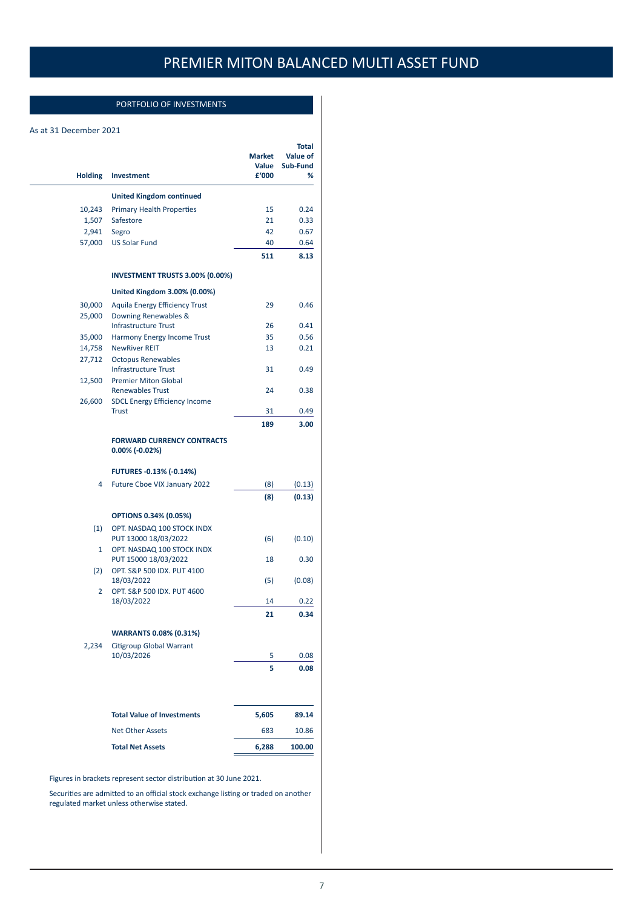# PREMIER MITON BALANCED MULTI ASSET FUND

## PORTFOLIO OF INVESTMENTS

As at 31 December 2021

| Holding | Investment | Market Value £'000 | Total Value of Sub-Fund % |
|---|---|---|---|
| | **United Kingdom continued** | | |
| 10,243 | Primary Health Properties | 15 | 0.24 |
| 1,507 | Safestore | 21 | 0.33 |
| 2,941 | Segro | 42 | 0.67 |
| 57,000 | US Solar Fund | 40 | 0.64 |
| | | **511** | **8.13** |
| | **INVESTMENT TRUSTS 3.00% (0.00%)** | | |
| | **United Kingdom 3.00% (0.00%)** | | |
| 30,000 | Aquila Energy Efficiency Trust | 29 | 0.46 |
| 25,000 | Downing Renewables & Infrastructure Trust | 26 | 0.41 |
| 35,000 | Harmony Energy Income Trust | 35 | 0.56 |
| 14,758 | NewRiver REIT | 13 | 0.21 |
| 27,712 | Octopus Renewables Infrastructure Trust | 31 | 0.49 |
| 12,500 | Premier Miton Global Renewables Trust | 24 | 0.38 |
| 26,600 | SDCL Energy Efficiency Income Trust | 31 | 0.49 |
| | | **189** | **3.00** |
| | **FORWARD CURRENCY CONTRACTS 0.00% (-0.02%)** | | |
| | **FUTURES -0.13% (-0.14%)** | | |
| 4 | Future Cboe VIX January 2022 | (8) | (0.13) |
| | | **(8)** | **(0.13)** |
| | **OPTIONS 0.34% (0.05%)** | | |
| (1) | OPT. NASDAQ 100 STOCK INDX PUT 13000 18/03/2022 | (6) | (0.10) |
| 1 | OPT. NASDAQ 100 STOCK INDX PUT 15000 18/03/2022 | 18 | 0.30 |
| (2) | OPT. S&P 500 IDX. PUT 4100 18/03/2022 | (5) | (0.08) |
| 2 | OPT. S&P 500 IDX. PUT 4600 18/03/2022 | 14 | 0.22 |
| | | **21** | **0.34** |
| | **WARRANTS 0.08% (0.31%)** | | |
| 2,234 | Citigroup Global Warrant 10/03/2026 | 5 | 0.08 |
| | | **5** | **0.08** |
| | **Total Value of Investments** | **5,605** | **89.14** |
| | Net Other Assets | 683 | 10.86 |
| | **Total Net Assets** | **6,288** | **100.00** |

Figures in brackets represent sector distribution at 30 June 2021.

Securities are admitted to an official stock exchange listing or traded on another regulated market unless otherwise stated.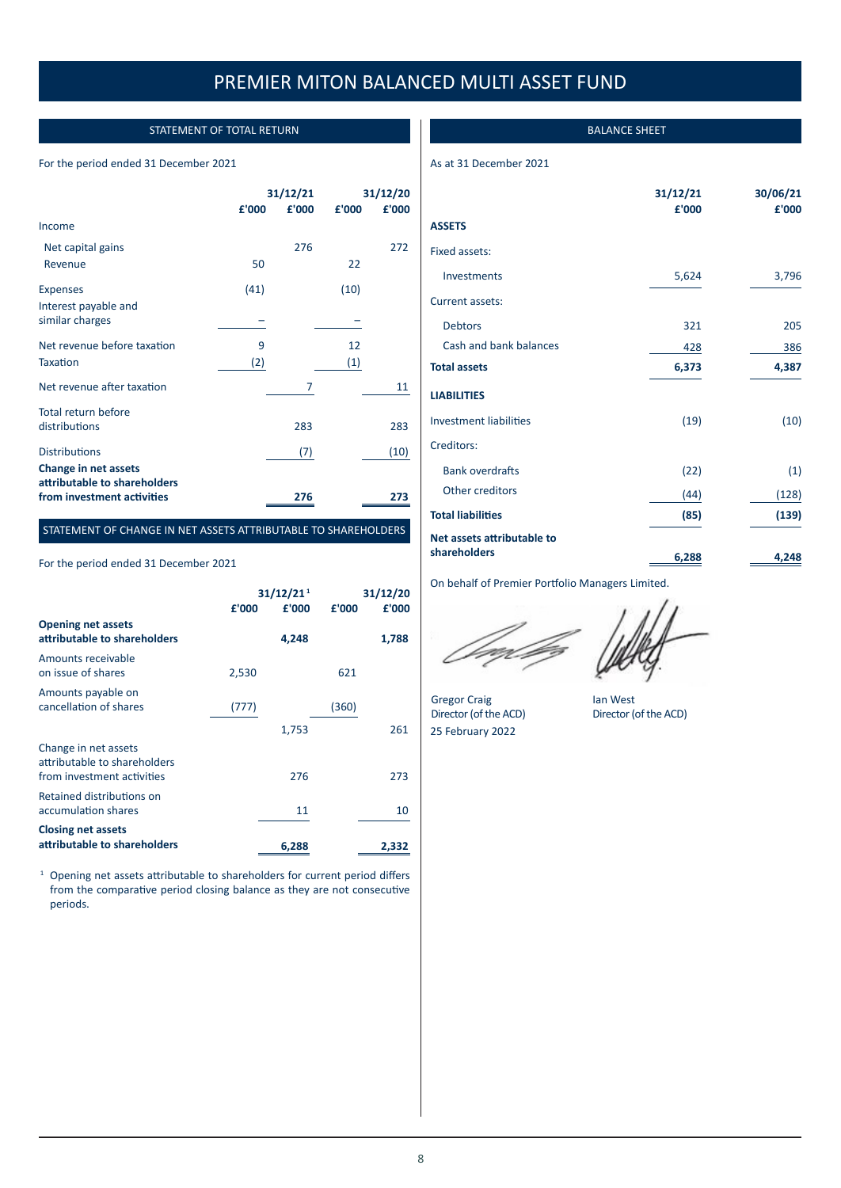# PREMIER MITON BALANCED MULTI ASSET FUND

## STATEMENT OF TOTAL RETURN

For the period ended 31 December 2021

| | 31/12/21 £'000 | 31/12/21 £'000 | 31/12/20 £'000 | 31/12/20 £'000 |
|---|---|---|---|---|
| Income | | | | |
| Net capital gains | | 276 | | 272 |
| Revenue | 50 | | 22 | |
| Expenses | (41) | | (10) | |
| Interest payable and similar charges | – | | – | |
| Net revenue before taxation | 9 | | 12 | |
| Taxation | (2) | | (1) | |
| Net revenue after taxation | | 7 | | 11 |
| Total return before distributions | | 283 | | 283 |
| Distributions | | (7) | | (10) |
| **Change in net assets attributable to shareholders from investment activities** | | **276** | | **273** |

## STATEMENT OF CHANGE IN NET ASSETS ATTRIBUTABLE TO SHAREHOLDERS

For the period ended 31 December 2021

| | 31/12/21[1] £'000 | 31/12/21[1] £'000 | 31/12/20 £'000 | 31/12/20 £'000 |
|---|---|---|---|---|
| **Opening net assets attributable to shareholders** | | **4,248** | | **1,788** |
| Amounts receivable on issue of shares | 2,530 | | 621 | |
| Amounts payable on cancellation of shares | (777) | | (360) | |
| | | 1,753 | | 261 |
| Change in net assets attributable to shareholders from investment activities | | 276 | | 273 |
| Retained distributions on accumulation shares | | 11 | | 10 |
| **Closing net assets attributable to shareholders** | | **6,288** | | **2,332** |

[1] Opening net assets attributable to shareholders for current period differs from the comparative period closing balance as they are not consecutive periods.

## BALANCE SHEET

As at 31 December 2021

| | 31/12/21 £'000 | 30/06/21 £'000 |
|---|---|---|
| **ASSETS** | | |
| Fixed assets: | | |
| Investments | 5,624 | 3,796 |
| Current assets: | | |
| Debtors | 321 | 205 |
| Cash and bank balances | 428 | 386 |
| **Total assets** | **6,373** | **4,387** |
| **LIABILITIES** | | |
| Investment liabilities | (19) | (10) |
| Creditors: | | |
| Bank overdrafts | (22) | (1) |
| Other creditors | (44) | (128) |
| **Total liabilities** | **(85)** | **(139)** |
| **Net assets attributable to shareholders** | **6,288** | **4,248** |

On behalf of Premier Portfolio Managers Limited.

Gregor Craig
Director (of the ACD)

Ian West
Director (of the ACD)

25 February 2022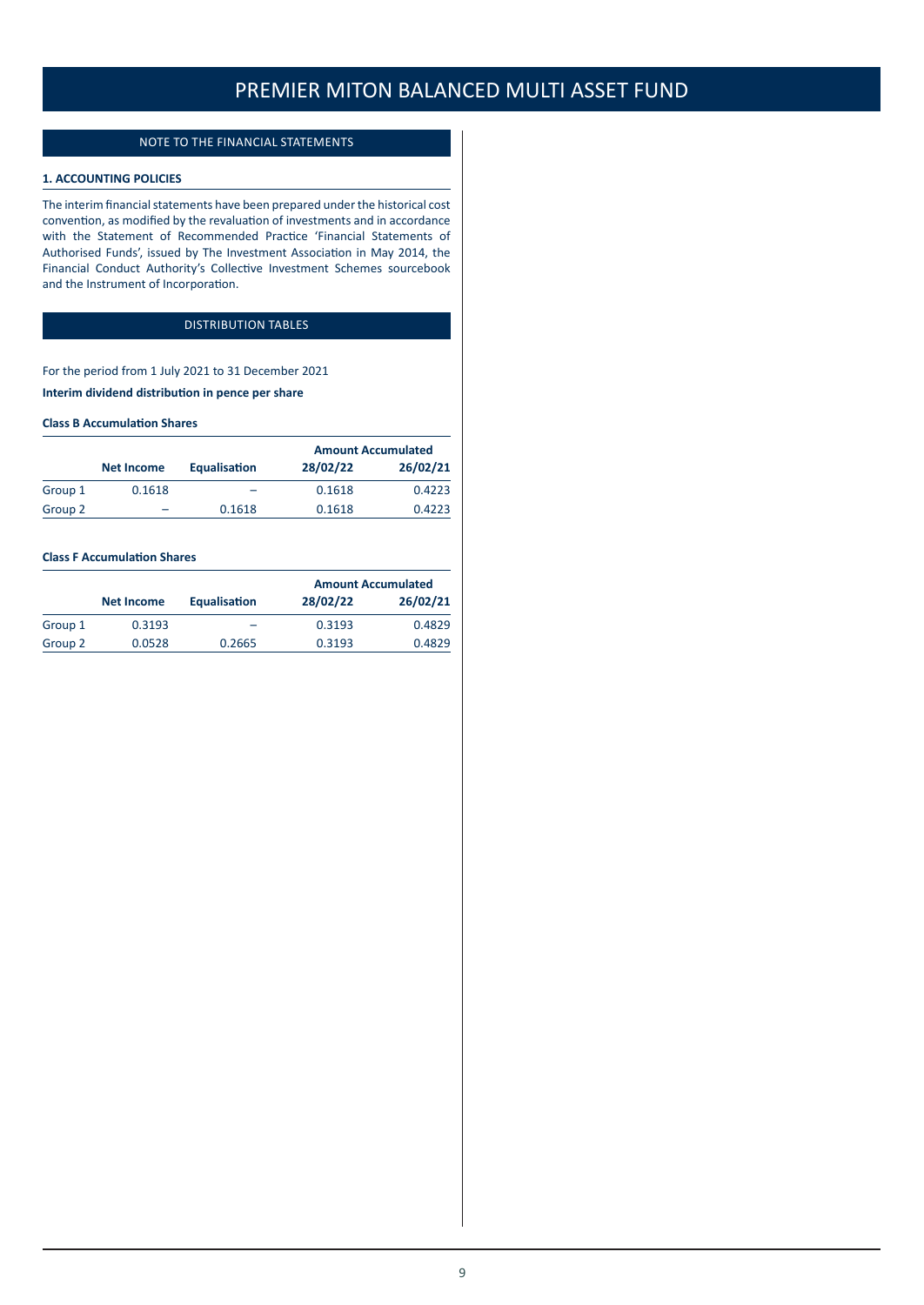# PREMIER MITON BALANCED MULTI ASSET FUND

## NOTE TO THE FINANCIAL STATEMENTS

### 1. ACCOUNTING POLICIES

The interim financial statements have been prepared under the historical cost convention, as modified by the revaluation of investments and in accordance with the Statement of Recommended Practice 'Financial Statements of Authorised Funds', issued by The Investment Association in May 2014, the Financial Conduct Authority's Collective Investment Schemes sourcebook and the Instrument of Incorporation.

## DISTRIBUTION TABLES

For the period from 1 July 2021 to 31 December 2021

**Interim dividend distribution in pence per share**

**Class B Accumulation Shares**

| | Net Income | Equalisation | Amount Accumulated | |
|---|---|---|---|---|
| | | | 28/02/22 | 26/02/21 |
| Group 1 | 0.1618 | – | 0.1618 | 0.4223 |
| Group 2 | – | 0.1618 | 0.1618 | 0.4223 |

**Class F Accumulation Shares**

| | Net Income | Equalisation | Amount Accumulated | |
|---|---|---|---|---|
| | | | 28/02/22 | 26/02/21 |
| Group 1 | 0.3193 | – | 0.3193 | 0.4829 |
| Group 2 | 0.0528 | 0.2665 | 0.3193 | 0.4829 |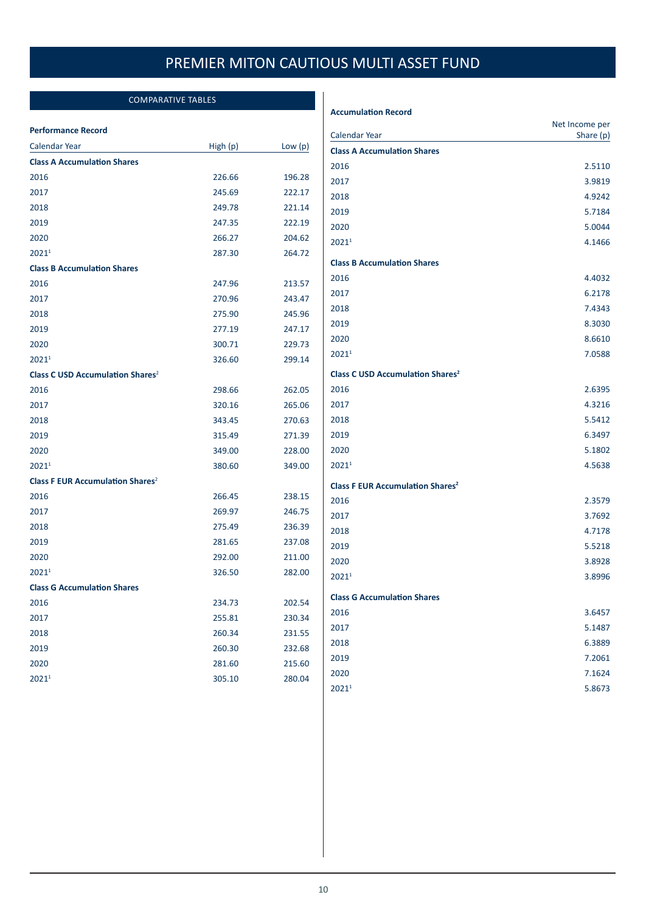# PREMIER MITON CAUTIOUS MULTI ASSET FUND

## COMPARATIVE TABLES

### Performance Record

| Calendar Year | High (p) | Low (p) |
|---|---|---|
| **Class A Accumulation Shares** | | |
| 2016 | 226.66 | 196.28 |
| 2017 | 245.69 | 222.17 |
| 2018 | 249.78 | 221.14 |
| 2019 | 247.35 | 222.19 |
| 2020 | 266.27 | 204.62 |
| 2021[1] | 287.30 | 264.72 |
| **Class B Accumulation Shares** | | |
| 2016 | 247.96 | 213.57 |
| 2017 | 270.96 | 243.47 |
| 2018 | 275.90 | 245.96 |
| 2019 | 277.19 | 247.17 |
| 2020 | 300.71 | 229.73 |
| 2021[1] | 326.60 | 299.14 |
| **Class C USD Accumulation Shares[2]** | | |
| 2016 | 298.66 | 262.05 |
| 2017 | 320.16 | 265.06 |
| 2018 | 343.45 | 270.63 |
| 2019 | 315.49 | 271.39 |
| 2020 | 349.00 | 228.00 |
| 2021[1] | 380.60 | 349.00 |
| **Class F EUR Accumulation Shares[2]** | | |
| 2016 | 266.45 | 238.15 |
| 2017 | 269.97 | 246.75 |
| 2018 | 275.49 | 236.39 |
| 2019 | 281.65 | 237.08 |
| 2020 | 292.00 | 211.00 |
| 2021[1] | 326.50 | 282.00 |
| **Class G Accumulation Shares** | | |
| 2016 | 234.73 | 202.54 |
| 2017 | 255.81 | 230.34 |
| 2018 | 260.34 | 231.55 |
| 2019 | 260.30 | 232.68 |
| 2020 | 281.60 | 215.60 |
| 2021[1] | 305.10 | 280.04 |

### Accumulation Record

| Calendar Year | Net Income per Share (p) |
|---|---|
| **Class A Accumulation Shares** | |
| 2016 | 2.5110 |
| 2017 | 3.9819 |
| 2018 | 4.9242 |
| 2019 | 5.7184 |
| 2020 | 5.0044 |
| 2021[1] | 4.1466 |
| **Class B Accumulation Shares** | |
| 2016 | 4.4032 |
| 2017 | 6.2178 |
| 2018 | 7.4343 |
| 2019 | 8.3030 |
| 2020 | 8.6610 |
| 2021[1] | 7.0588 |
| **Class C USD Accumulation Shares[2]** | |
| 2016 | 2.6395 |
| 2017 | 4.3216 |
| 2018 | 5.5412 |
| 2019 | 6.3497 |
| 2020 | 5.1802 |
| 2021[1] | 4.5638 |
| **Class F EUR Accumulation Shares[2]** | |
| 2016 | 2.3579 |
| 2017 | 3.7692 |
| 2018 | 4.7178 |
| 2019 | 5.5218 |
| 2020 | 3.8928 |
| 2021[1] | 3.8996 |
| **Class G Accumulation Shares** | |
| 2016 | 3.6457 |
| 2017 | 5.1487 |
| 2018 | 6.3889 |
| 2019 | 7.2061 |
| 2020 | 7.1624 |
| 2021[1] | 5.8673 |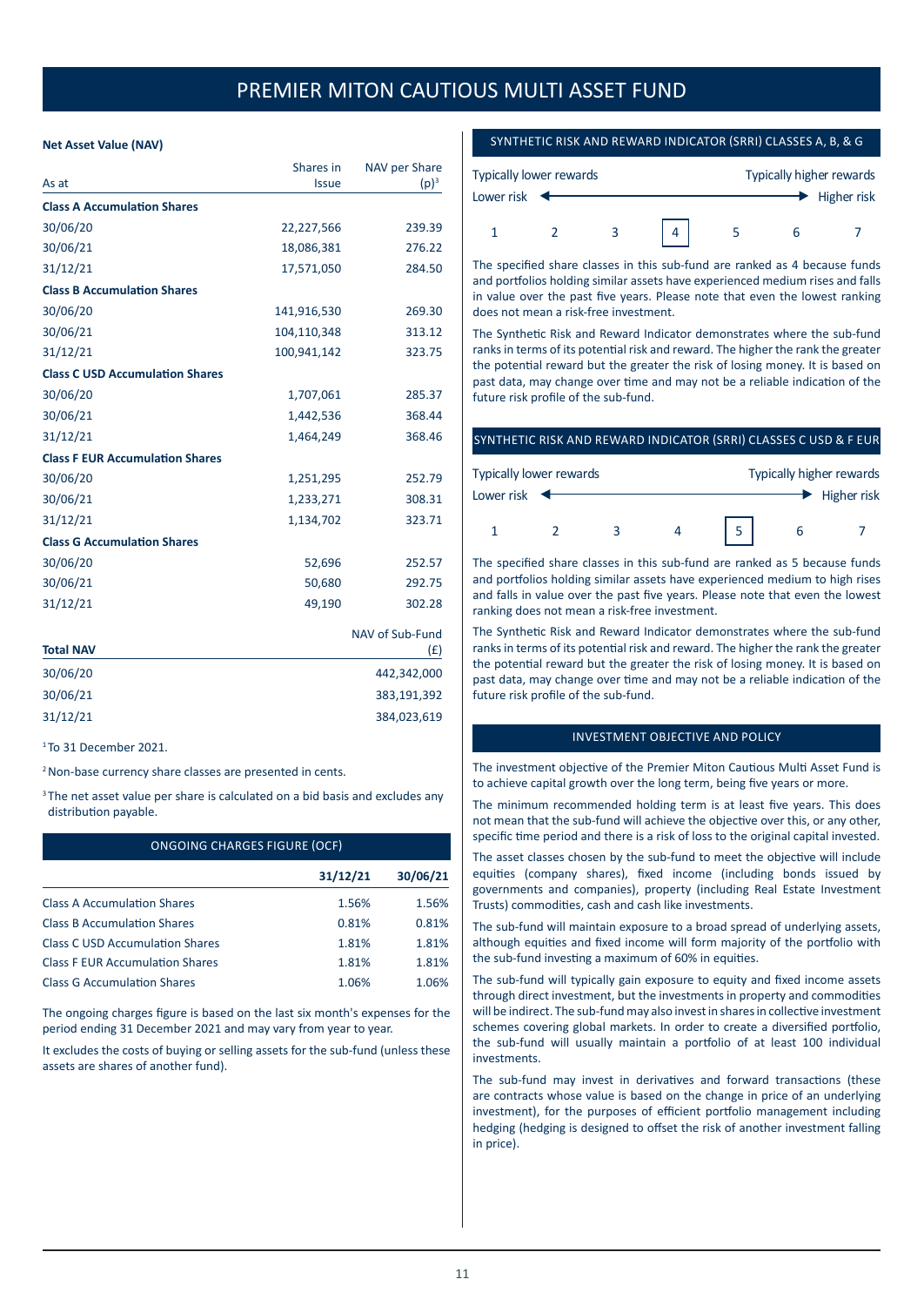# PREMIER MITON CAUTIOUS MULTI ASSET FUND

**Net Asset Value (NAV)**

| As at | Shares in Issue | NAV per Share (p)[3] |
|---|---|---|
| **Class A Accumulation Shares** | | |
| 30/06/20 | 22,227,566 | 239.39 |
| 30/06/21 | 18,086,381 | 276.22 |
| 31/12/21 | 17,571,050 | 284.50 |
| **Class B Accumulation Shares** | | |
| 30/06/20 | 141,916,530 | 269.30 |
| 30/06/21 | 104,110,348 | 313.12 |
| 31/12/21 | 100,941,142 | 323.75 |
| **Class C USD Accumulation Shares** | | |
| 30/06/20 | 1,707,061 | 285.37 |
| 30/06/21 | 1,442,536 | 368.44 |
| 31/12/21 | 1,464,249 | 368.46 |
| **Class F EUR Accumulation Shares** | | |
| 30/06/20 | 1,251,295 | 252.79 |
| 30/06/21 | 1,233,271 | 308.31 |
| 31/12/21 | 1,134,702 | 323.71 |
| **Class G Accumulation Shares** | | |
| 30/06/20 | 52,696 | 252.57 |
| 30/06/21 | 50,680 | 292.75 |
| 31/12/21 | 49,190 | 302.28 |

| Total NAV | NAV of Sub-Fund (£) |
|---|---|
| 30/06/20 | 442,342,000 |
| 30/06/21 | 383,191,392 |
| 31/12/21 | 384,023,619 |

[1] To 31 December 2021.

[2] Non-base currency share classes are presented in cents.

[3] The net asset value per share is calculated on a bid basis and excludes any distribution payable.

## ONGOING CHARGES FIGURE (OCF)

| | 31/12/21 | 30/06/21 |
|---|---|---|
| Class A Accumulation Shares | 1.56% | 1.56% |
| Class B Accumulation Shares | 0.81% | 0.81% |
| Class C USD Accumulation Shares | 1.81% | 1.81% |
| Class F EUR Accumulation Shares | 1.81% | 1.81% |
| Class G Accumulation Shares | 1.06% | 1.06% |

The ongoing charges figure is based on the last six month's expenses for the period ending 31 December 2021 and may vary from year to year.

It excludes the costs of buying or selling assets for the sub-fund (unless these assets are shares of another fund).

## SYNTHETIC RISK AND REWARD INDICATOR (SRRI) CLASSES A, B, & G

Typically lower rewards — Typically higher rewards

Lower risk — Higher risk

1 2 3 **[4]** 5 6 7

The specified share classes in this sub-fund are ranked as 4 because funds and portfolios holding similar assets have experienced medium rises and falls in value over the past five years. Please note that even the lowest ranking does not mean a risk-free investment.

The Synthetic Risk and Reward Indicator demonstrates where the sub-fund ranks in terms of its potential risk and reward. The higher the rank the greater the potential reward but the greater the risk of losing money. It is based on past data, may change over time and may not be a reliable indication of the future risk profile of the sub-fund.

## SYNTHETIC RISK AND REWARD INDICATOR (SRRI) CLASSES C USD & F EUR

Typically lower rewards — Typically higher rewards

Lower risk — Higher risk

1 2 3 4 **[5]** 6 7

The specified share classes in this sub-fund are ranked as 5 because funds and portfolios holding similar assets have experienced medium to high rises and falls in value over the past five years. Please note that even the lowest ranking does not mean a risk-free investment.

The Synthetic Risk and Reward Indicator demonstrates where the sub-fund ranks in terms of its potential risk and reward. The higher the rank the greater the potential reward but the greater the risk of losing money. It is based on past data, may change over time and may not be a reliable indication of the future risk profile of the sub-fund.

## INVESTMENT OBJECTIVE AND POLICY

The investment objective of the Premier Miton Cautious Multi Asset Fund is to achieve capital growth over the long term, being five years or more.

The minimum recommended holding term is at least five years. This does not mean that the sub-fund will achieve the objective over this, or any other, specific time period and there is a risk of loss to the original capital invested.

The asset classes chosen by the sub-fund to meet the objective will include equities (company shares), fixed income (including bonds issued by governments and companies), property (including Real Estate Investment Trusts) commodities, cash and cash like investments.

The sub-fund will maintain exposure to a broad spread of underlying assets, although equities and fixed income will form majority of the portfolio with the sub-fund investing a maximum of 60% in equities.

The sub-fund will typically gain exposure to equity and fixed income assets through direct investment, but the investments in property and commodities will be indirect. The sub-fund may also invest in shares in collective investment schemes covering global markets. In order to create a diversified portfolio, the sub-fund will usually maintain a portfolio of at least 100 individual investments.

The sub-fund may invest in derivatives and forward transactions (these are contracts whose value is based on the change in price of an underlying investment), for the purposes of efficient portfolio management including hedging (hedging is designed to offset the risk of another investment falling in price).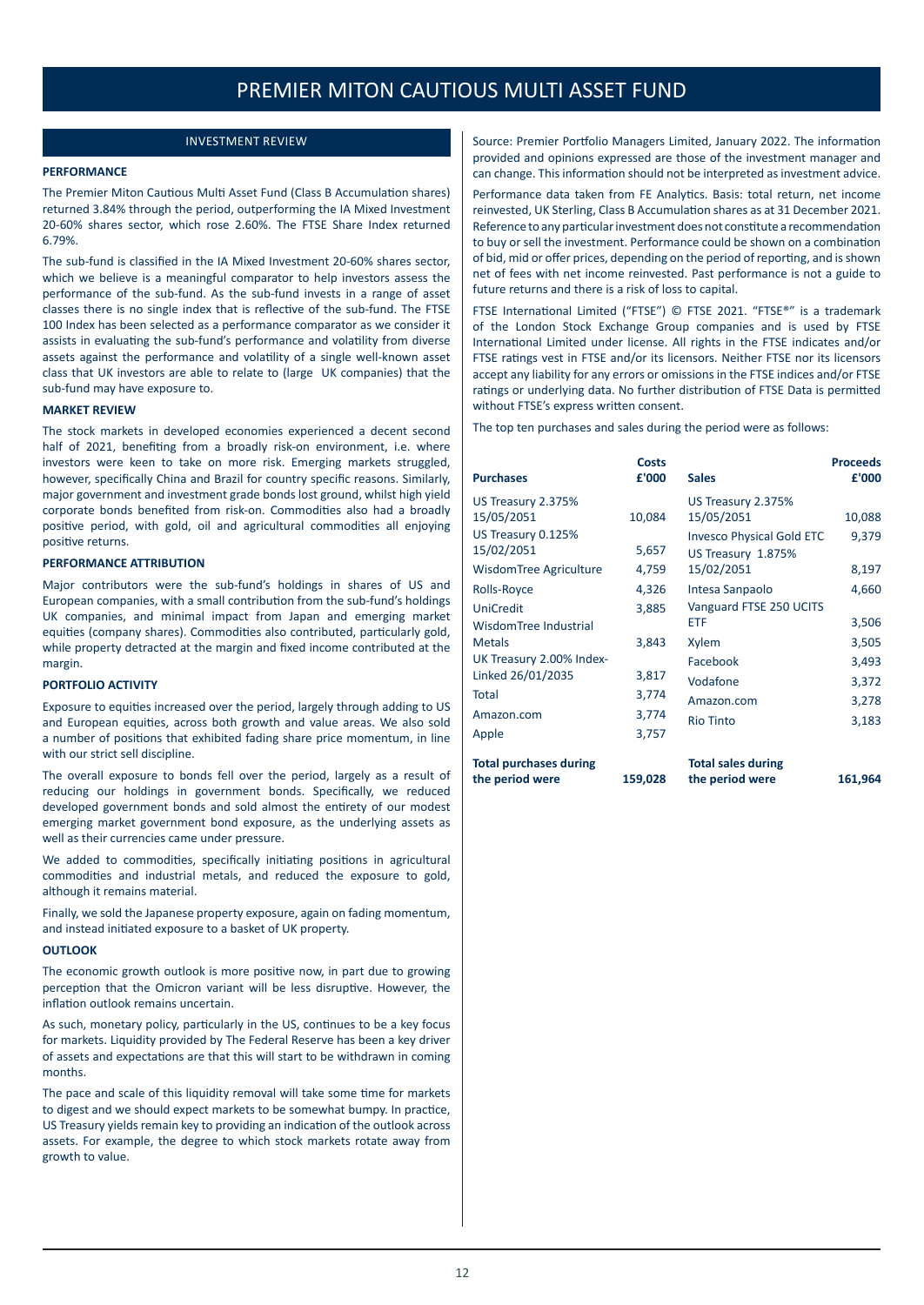# PREMIER MITON CAUTIOUS MULTI ASSET FUND

## INVESTMENT REVIEW

### PERFORMANCE

The Premier Miton Cautious Multi Asset Fund (Class B Accumulation shares) returned 3.84% through the period, outperforming the IA Mixed Investment 20-60% shares sector, which rose 2.60%. The FTSE Share Index returned 6.79%.

The sub-fund is classified in the IA Mixed Investment 20-60% shares sector, which we believe is a meaningful comparator to help investors assess the performance of the sub-fund. As the sub-fund invests in a range of asset classes there is no single index that is reflective of the sub-fund. The FTSE 100 Index has been selected as a performance comparator as we consider it assists in evaluating the sub-fund's performance and volatility from diverse assets against the performance and volatility of a single well-known asset class that UK investors are able to relate to (large UK companies) that the sub-fund may have exposure to.

### MARKET REVIEW

The stock markets in developed economies experienced a decent second half of 2021, benefiting from a broadly risk-on environment, i.e. where investors were keen to take on more risk. Emerging markets struggled, however, specifically China and Brazil for country specific reasons. Similarly, major government and investment grade bonds lost ground, whilst high yield corporate bonds benefited from risk-on. Commodities also had a broadly positive period, with gold, oil and agricultural commodities all enjoying positive returns.

### PERFORMANCE ATTRIBUTION

Major contributors were the sub-fund's holdings in shares of US and European companies, with a small contribution from the sub-fund's holdings UK companies, and minimal impact from Japan and emerging market equities (company shares). Commodities also contributed, particularly gold, while property detracted at the margin and fixed income contributed at the margin.

### PORTFOLIO ACTIVITY

Exposure to equities increased over the period, largely through adding to US and European equities, across both growth and value areas. We also sold a number of positions that exhibited fading share price momentum, in line with our strict sell discipline.

The overall exposure to bonds fell over the period, largely as a result of reducing our holdings in government bonds. Specifically, we reduced developed government bonds and sold almost the entirety of our modest emerging market government bond exposure, as the underlying assets as well as their currencies came under pressure.

We added to commodities, specifically initiating positions in agricultural commodities and industrial metals, and reduced the exposure to gold, although it remains material.

Finally, we sold the Japanese property exposure, again on fading momentum, and instead initiated exposure to a basket of UK property.

### OUTLOOK

The economic growth outlook is more positive now, in part due to growing perception that the Omicron variant will be less disruptive. However, the inflation outlook remains uncertain.

As such, monetary policy, particularly in the US, continues to be a key focus for markets. Liquidity provided by The Federal Reserve has been a key driver of assets and expectations are that this will start to be withdrawn in coming months.

The pace and scale of this liquidity removal will take some time for markets to digest and we should expect markets to be somewhat bumpy. In practice, US Treasury yields remain key to providing an indication of the outlook across assets. For example, the degree to which stock markets rotate away from growth to value.

Source: Premier Portfolio Managers Limited, January 2022. The information provided and opinions expressed are those of the investment manager and can change. This information should not be interpreted as investment advice.

Performance data taken from FE Analytics. Basis: total return, net income reinvested, UK Sterling, Class B Accumulation shares as at 31 December 2021. Reference to any particular investment does not constitute a recommendation to buy or sell the investment. Performance could be shown on a combination of bid, mid or offer prices, depending on the period of reporting, and is shown net of fees with net income reinvested. Past performance is not a guide to future returns and there is a risk of loss to capital.

FTSE International Limited ("FTSE") © FTSE 2021. "FTSE®" is a trademark of the London Stock Exchange Group companies and is used by FTSE International Limited under license. All rights in the FTSE indicates and/or FTSE ratings vest in FTSE and/or its licensors. Neither FTSE nor its licensors accept any liability for any errors or omissions in the FTSE indices and/or FTSE ratings or underlying data. No further distribution of FTSE Data is permitted without FTSE's express written consent.

The top ten purchases and sales during the period were as follows:

| Purchases | Costs £'000 | Sales | Proceeds £'000 |
|---|---|---|---|
| US Treasury 2.375% 15/05/2051 | 10,084 | US Treasury 2.375% 15/05/2051 | 10,088 |
| US Treasury 0.125% 15/02/2051 | 5,657 | Invesco Physical Gold ETC | 9,379 |
| WisdomTree Agriculture | 4,759 | US Treasury 1.875% 15/02/2051 | 8,197 |
| Rolls-Royce | 4,326 | Intesa Sanpaolo | 4,660 |
| UniCredit | 3,885 | Vanguard FTSE 250 UCITS ETF | 3,506 |
| WisdomTree Industrial Metals | 3,843 | Xylem | 3,505 |
| UK Treasury 2.00% Index-Linked 26/01/2035 | 3,817 | Facebook | 3,493 |
| Total | 3,774 | Vodafone | 3,372 |
| Amazon.com | 3,774 | Amazon.com | 3,278 |
| Apple | 3,757 | Rio Tinto | 3,183 |
| **Total purchases during the period were** | **159,028** | **Total sales during the period were** | **161,964** |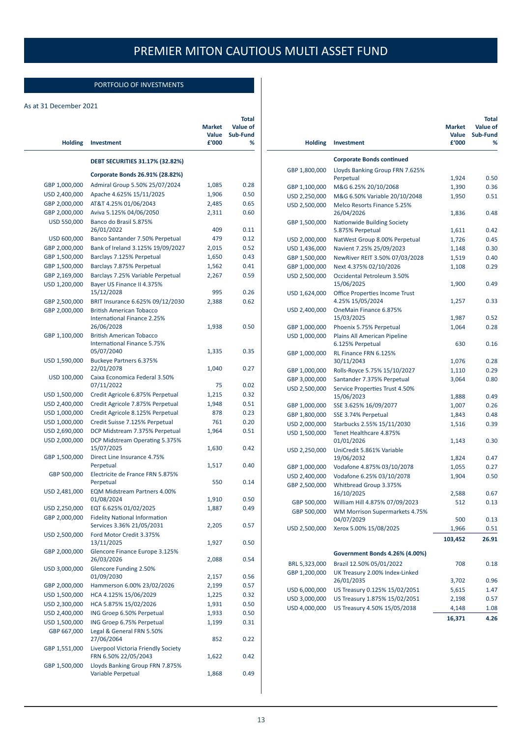# PREMIER MITON CAUTIOUS MULTI ASSET FUND

## PORTFOLIO OF INVESTMENTS

As at 31 December 2021

| Holding | Investment | Market Value £'000 | Total Value of Sub-Fund % |
|---|---|---|---|
| | **DEBT SECURITIES 31.17% (32.82%)** | | |
| | **Corporate Bonds 26.91% (28.82%)** | | |
| GBP 1,000,000 | Admiral Group 5.50% 25/07/2024 | 1,085 | 0.28 |
| USD 2,400,000 | Apache 4.625% 15/11/2025 | 1,906 | 0.50 |
| GBP 2,000,000 | AT&T 4.25% 01/06/2043 | 2,485 | 0.65 |
| GBP 2,000,000 | Aviva 5.125% 04/06/2050 | 2,311 | 0.60 |
| USD 550,000 | Banco do Brasil 5.875% 26/01/2022 | 409 | 0.11 |
| USD 600,000 | Banco Santander 7.50% Perpetual | 479 | 0.12 |
| GBP 2,000,000 | Bank of Ireland 3.125% 19/09/2027 | 2,015 | 0.52 |
| GBP 1,500,000 | Barclays 7.125% Perpetual | 1,650 | 0.43 |
| GBP 1,500,000 | Barclays 7.875% Perpetual | 1,562 | 0.41 |
| GBP 2,169,000 | Barclays 7.25% Variable Perpetual | 2,267 | 0.59 |
| USD 1,200,000 | Bayer US Finance II 4.375% 15/12/2028 | 995 | 0.26 |
| GBP 2,500,000 | BRIT Insurance 6.625% 09/12/2030 | 2,388 | 0.62 |
| GBP 2,000,000 | British American Tobacco International Finance 2.25% 26/06/2028 | 1,938 | 0.50 |
| GBP 1,100,000 | British American Tobacco International Finance 5.75% 05/07/2040 | 1,335 | 0.35 |
| USD 1,590,000 | Buckeye Partners 6.375% 22/01/2078 | 1,040 | 0.27 |
| USD 100,000 | Caixa Economica Federal 3.50% 07/11/2022 | 75 | 0.02 |
| USD 1,500,000 | Credit Agricole 6.875% Perpetual | 1,215 | 0.32 |
| USD 2,400,000 | Credit Agricole 7.875% Perpetual | 1,948 | 0.51 |
| USD 1,000,000 | Credit Agricole 8.125% Perpetual | 878 | 0.23 |
| USD 1,000,000 | Credit Suisse 7.125% Perpetual | 761 | 0.20 |
| USD 2,690,000 | DCP Midstream 7.375% Perpetual | 1,964 | 0.51 |
| USD 2,000,000 | DCP Midstream Operating 5.375% 15/07/2025 | 1,630 | 0.42 |
| GBP 1,500,000 | Direct Line Insurance 4.75% Perpetual | 1,517 | 0.40 |
| GBP 500,000 | Electricite de France FRN 5.875% Perpetual | 550 | 0.14 |
| USD 2,481,000 | EQM Midstream Partners 4.00% 01/08/2024 | 1,910 | 0.50 |
| USD 2,250,000 | EQT 6.625% 01/02/2025 | 1,887 | 0.49 |
| GBP 2,000,000 | Fidelity National Information Services 3.36% 21/05/2031 | 2,205 | 0.57 |
| USD 2,500,000 | Ford Motor Credit 3.375% 13/11/2025 | 1,927 | 0.50 |
| GBP 2,000,000 | Glencore Finance Europe 3.125% 26/03/2026 | 2,088 | 0.54 |
| USD 3,000,000 | Glencore Funding 2.50% 01/09/2030 | 2,157 | 0.56 |
| GBP 2,000,000 | Hammerson 6.00% 23/02/2026 | 2,199 | 0.57 |
| USD 1,500,000 | HCA 4.125% 15/06/2029 | 1,225 | 0.32 |
| USD 2,300,000 | HCA 5.875% 15/02/2026 | 1,931 | 0.50 |
| USD 2,400,000 | ING Groep 6.50% Perpetual | 1,933 | 0.50 |
| USD 1,500,000 | ING Groep 6.75% Perpetual | 1,199 | 0.31 |
| GBP 667,000 | Legal & General FRN 5.50% 27/06/2064 | 852 | 0.22 |
| GBP 1,551,000 | Liverpool Victoria Friendly Society FRN 6.50% 22/05/2043 | 1,622 | 0.42 |
| GBP 1,500,000 | Lloyds Banking Group FRN 7.875% Variable Perpetual | 1,868 | 0.49 |
| | **Corporate Bonds continued** | | |
| GBP 1,800,000 | Lloyds Banking Group FRN 7.625% Perpetual | 1,924 | 0.50 |
| GBP 1,100,000 | M&G 6.25% 20/10/2068 | 1,390 | 0.36 |
| USD 2,250,000 | M&G 6.50% Variable 20/10/2048 | 1,950 | 0.51 |
| USD 2,500,000 | Melco Resorts Finance 5.25% 26/04/2026 | 1,836 | 0.48 |
| GBP 1,500,000 | Nationwide Building Society 5.875% Perpetual | 1,611 | 0.42 |
| USD 2,000,000 | NatWest Group 8.00% Perpetual | 1,726 | 0.45 |
| USD 1,436,000 | Navient 7.25% 25/09/2023 | 1,148 | 0.30 |
| GBP 1,500,000 | NewRiver REIT 3.50% 07/03/2028 | 1,519 | 0.40 |
| GBP 1,000,000 | Next 4.375% 02/10/2026 | 1,108 | 0.29 |
| USD 2,500,000 | Occidental Petroleum 3.50% 15/06/2025 | 1,900 | 0.49 |
| USD 1,624,000 | Office Properties Income Trust 4.25% 15/05/2024 | 1,257 | 0.33 |
| USD 2,400,000 | OneMain Finance 6.875% 15/03/2025 | 1,987 | 0.52 |
| GBP 1,000,000 | Phoenix 5.75% Perpetual | 1,064 | 0.28 |
| USD 1,000,000 | Plains All American Pipeline 6.125% Perpetual | 630 | 0.16 |
| GBP 1,000,000 | RL Finance FRN 6.125% 30/11/2043 | 1,076 | 0.28 |
| GBP 1,000,000 | Rolls-Royce 5.75% 15/10/2027 | 1,110 | 0.29 |
| GBP 3,000,000 | Santander 7.375% Perpetual | 3,064 | 0.80 |
| USD 2,500,000 | Service Properties Trust 4.50% 15/06/2023 | 1,888 | 0.49 |
| GBP 1,000,000 | SSE 3.625% 16/09/2077 | 1,007 | 0.26 |
| GBP 1,800,000 | SSE 3.74% Perpetual | 1,843 | 0.48 |
| USD 2,000,000 | Starbucks 2.55% 15/11/2030 | 1,516 | 0.39 |
| USD 1,500,000 | Tenet Healthcare 4.875% 01/01/2026 | 1,143 | 0.30 |
| USD 2,250,000 | UniCredit 5.861% Variable 19/06/2032 | 1,824 | 0.47 |
| GBP 1,000,000 | Vodafone 4.875% 03/10/2078 | 1,055 | 0.27 |
| USD 2,400,000 | Vodafone 6.25% 03/10/2078 | 1,904 | 0.50 |
| GBP 2,500,000 | Whitbread Group 3.375% 16/10/2025 | 2,588 | 0.67 |
| GBP 500,000 | William Hill 4.875% 07/09/2023 | 512 | 0.13 |
| GBP 500,000 | WM Morrison Supermarkets 4.75% 04/07/2029 | 500 | 0.13 |
| USD 2,500,000 | Xerox 5.00% 15/08/2025 | 1,966 | 0.51 |
| | | **103,452** | **26.91** |
| | **Government Bonds 4.26% (4.00%)** | | |
| BRL 5,323,000 | Brazil 12.50% 05/01/2022 | 708 | 0.18 |
| GBP 1,200,000 | UK Treasury 2.00% Index-Linked 26/01/2035 | 3,702 | 0.96 |
| USD 6,000,000 | US Treasury 0.125% 15/02/2051 | 5,615 | 1.47 |
| USD 3,000,000 | US Treasury 1.875% 15/02/2051 | 2,198 | 0.57 |
| USD 4,000,000 | US Treasury 4.50% 15/05/2038 | 4,148 | 1.08 |
| | | **16,371** | **4.26** |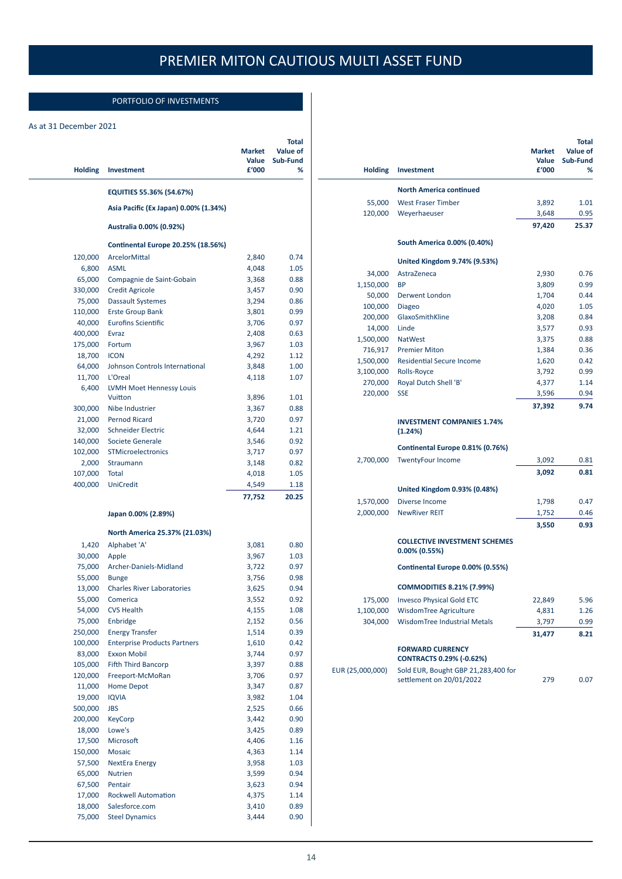# PREMIER MITON CAUTIOUS MULTI ASSET FUND

## PORTFOLIO OF INVESTMENTS

As at 31 December 2021

| Holding | Investment | Market Value £'000 | Total Value of Sub-Fund % |
|---|---|---|---|
| | **EQUITIES 55.36% (54.67%)** | | |
| | **Asia Pacific (Ex Japan) 0.00% (1.34%)** | | |
| | **Australia 0.00% (0.92%)** | | |
| | **Continental Europe 20.25% (18.56%)** | | |
| 120,000 | ArcelorMittal | 2,840 | 0.74 |
| 6,800 | ASML | 4,048 | 1.05 |
| 65,000 | Compagnie de Saint-Gobain | 3,368 | 0.88 |
| 330,000 | Credit Agricole | 3,457 | 0.90 |
| 75,000 | Dassault Systemes | 3,294 | 0.86 |
| 110,000 | Erste Group Bank | 3,801 | 0.99 |
| 40,000 | Eurofins Scientific | 3,706 | 0.97 |
| 400,000 | Evraz | 2,408 | 0.63 |
| 175,000 | Fortum | 3,967 | 1.03 |
| 18,700 | ICON | 4,292 | 1.12 |
| 64,000 | Johnson Controls International | 3,848 | 1.00 |
| 11,700 | L'Oreal | 4,118 | 1.07 |
| 6,400 | LVMH Moet Hennessy Louis Vuitton | 3,896 | 1.01 |
| 300,000 | Nibe Industrier | 3,367 | 0.88 |
| 21,000 | Pernod Ricard | 3,720 | 0.97 |
| 32,000 | Schneider Electric | 4,644 | 1.21 |
| 140,000 | Societe Generale | 3,546 | 0.92 |
| 102,000 | STMicroelectronics | 3,717 | 0.97 |
| 2,000 | Straumann | 3,148 | 0.82 |
| 107,000 | Total | 4,018 | 1.05 |
| 400,000 | UniCredit | 4,549 | 1.18 |
| | | **77,752** | **20.25** |
| | **Japan 0.00% (2.89%)** | | |
| | **North America 25.37% (21.03%)** | | |
| 1,420 | Alphabet 'A' | 3,081 | 0.80 |
| 30,000 | Apple | 3,967 | 1.03 |
| 75,000 | Archer-Daniels-Midland | 3,722 | 0.97 |
| 55,000 | Bunge | 3,756 | 0.98 |
| 13,000 | Charles River Laboratories | 3,625 | 0.94 |
| 55,000 | Comerica | 3,552 | 0.92 |
| 54,000 | CVS Health | 4,155 | 1.08 |
| 75,000 | Enbridge | 2,152 | 0.56 |
| 250,000 | Energy Transfer | 1,514 | 0.39 |
| 100,000 | Enterprise Products Partners | 1,610 | 0.42 |
| 83,000 | Exxon Mobil | 3,744 | 0.97 |
| 105,000 | Fifth Third Bancorp | 3,397 | 0.88 |
| 120,000 | Freeport-McMoRan | 3,706 | 0.97 |
| 11,000 | Home Depot | 3,347 | 0.87 |
| 19,000 | IQVIA | 3,982 | 1.04 |
| 500,000 | JBS | 2,525 | 0.66 |
| 200,000 | KeyCorp | 3,442 | 0.90 |
| 18,000 | Lowe's | 3,425 | 0.89 |
| 17,500 | Microsoft | 4,406 | 1.16 |
| 150,000 | Mosaic | 4,363 | 1.14 |
| 57,500 | NextEra Energy | 3,958 | 1.03 |
| 65,000 | Nutrien | 3,599 | 0.94 |
| 67,500 | Pentair | 3,623 | 0.94 |
| 17,000 | Rockwell Automation | 4,375 | 1.14 |
| 18,000 | Salesforce.com | 3,410 | 0.89 |
| 75,000 | Steel Dynamics | 3,444 | 0.90 |
| | **North America continued** | | |
| 55,000 | West Fraser Timber | 3,892 | 1.01 |
| 120,000 | Weyerhaeuser | 3,648 | 0.95 |
| | | **97,420** | **25.37** |
| | **South America 0.00% (0.40%)** | | |
| | **United Kingdom 9.74% (9.53%)** | | |
| 34,000 | AstraZeneca | 2,930 | 0.76 |
| 1,150,000 | BP | 3,809 | 0.99 |
| 50,000 | Derwent London | 1,704 | 0.44 |
| 100,000 | Diageo | 4,020 | 1.05 |
| 200,000 | GlaxoSmithKline | 3,208 | 0.84 |
| 14,000 | Linde | 3,577 | 0.93 |
| 1,500,000 | NatWest | 3,375 | 0.88 |
| 716,917 | Premier Miton | 1,384 | 0.36 |
| 1,500,000 | Residential Secure Income | 1,620 | 0.42 |
| 3,100,000 | Rolls-Royce | 3,792 | 0.99 |
| 270,000 | Royal Dutch Shell 'B' | 4,377 | 1.14 |
| 220,000 | SSE | 3,596 | 0.94 |
| | | **37,392** | **9.74** |
| | **INVESTMENT COMPANIES 1.74% (1.24%)** | | |
| | **Continental Europe 0.81% (0.76%)** | | |
| 2,700,000 | TwentyFour Income | 3,092 | 0.81 |
| | | **3,092** | **0.81** |
| | **United Kingdom 0.93% (0.48%)** | | |
| 1,570,000 | Diverse Income | 1,798 | 0.47 |
| 2,000,000 | NewRiver REIT | 1,752 | 0.46 |
| | | **3,550** | **0.93** |
| | **COLLECTIVE INVESTMENT SCHEMES 0.00% (0.55%)** | | |
| | **Continental Europe 0.00% (0.55%)** | | |
| | **COMMODITIES 8.21% (7.99%)** | | |
| 175,000 | Invesco Physical Gold ETC | 22,849 | 5.96 |
| 1,100,000 | WisdomTree Agriculture | 4,831 | 1.26 |
| 304,000 | WisdomTree Industrial Metals | 3,797 | 0.99 |
| | | **31,477** | **8.21** |
| | **FORWARD CURRENCY CONTRACTS 0.29% (-0.62%)** | | |
| EUR (25,000,000) | Sold EUR, Bought GBP 21,283,400 for settlement on 20/01/2022 | 279 | 0.07 |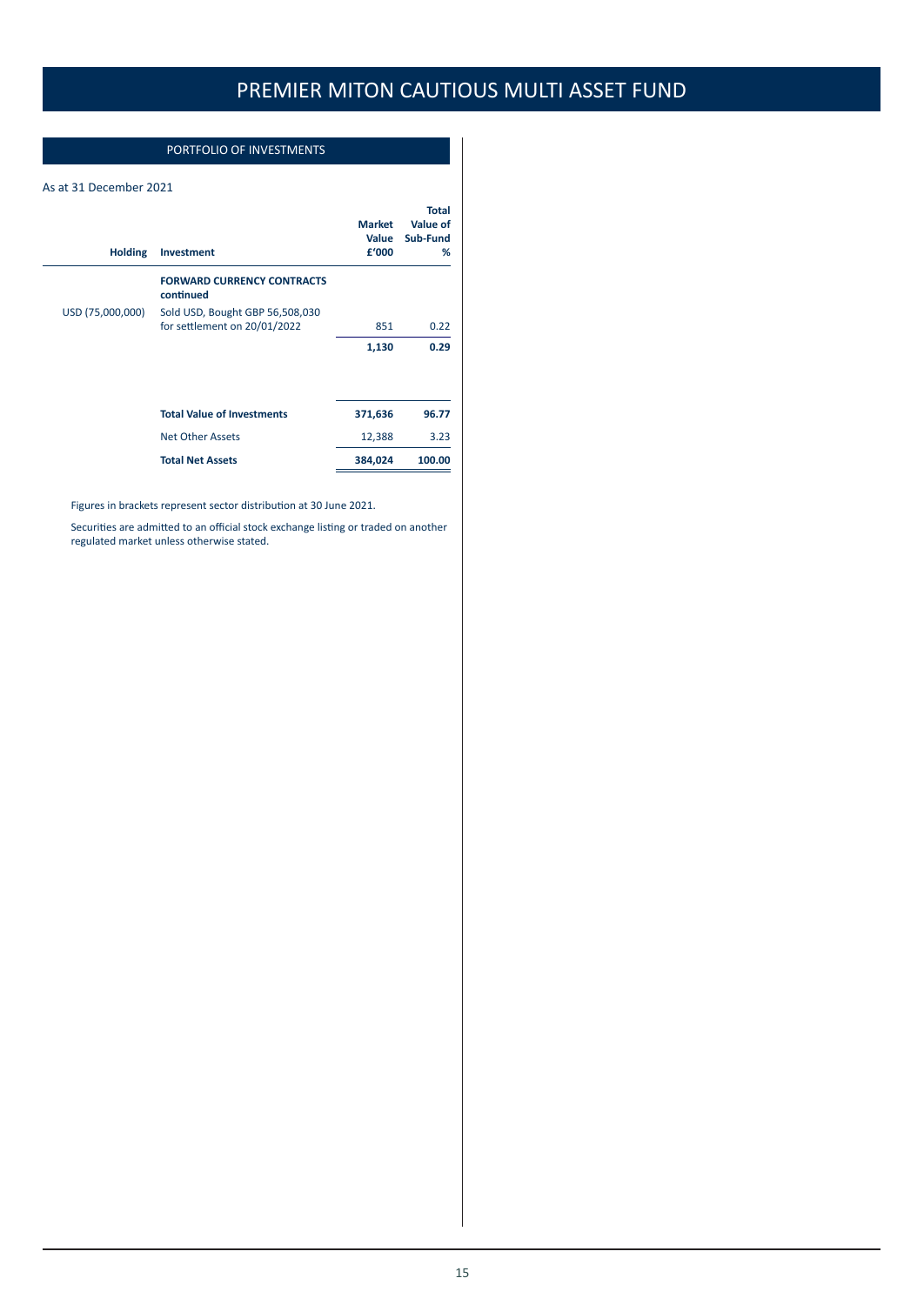# PREMIER MITON CAUTIOUS MULTI ASSET FUND

## PORTFOLIO OF INVESTMENTS

As at 31 December 2021

| Holding | Investment | Market Value £'000 | Total Value of Sub-Fund % |
|---|---|---|---|
| | **FORWARD CURRENCY CONTRACTS continued** | | |
| USD (75,000,000) | Sold USD, Bought GBP 56,508,030 for settlement on 20/01/2022 | 851 | 0.22 |
| | | **1,130** | **0.29** |
| | **Total Value of Investments** | **371,636** | **96.77** |
| | Net Other Assets | 12,388 | 3.23 |
| | **Total Net Assets** | **384,024** | **100.00** |

Figures in brackets represent sector distribution at 30 June 2021.

Securities are admitted to an official stock exchange listing or traded on another regulated market unless otherwise stated.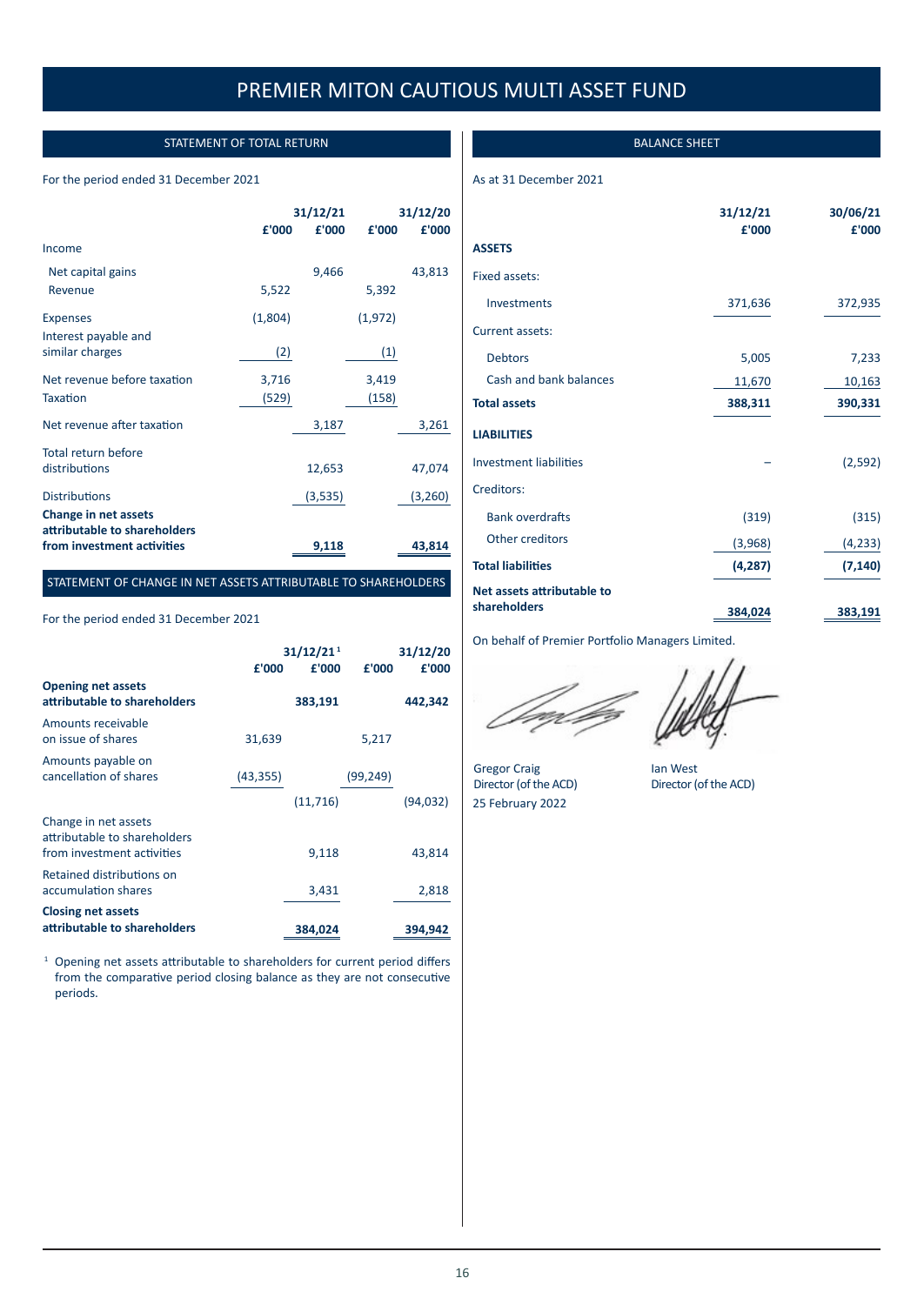# PREMIER MITON CAUTIOUS MULTI ASSET FUND

## STATEMENT OF TOTAL RETURN

For the period ended 31 December 2021

| | £'000 | 31/12/21 £'000 | £'000 | 31/12/20 £'000 |
|---|---|---|---|---|
| Income | | | | |
| Net capital gains | | 9,466 | | 43,813 |
| Revenue | 5,522 | | 5,392 | |
| Expenses | (1,804) | | (1,972) | |
| Interest payable and similar charges | (2) | | (1) | |
| Net revenue before taxation | 3,716 | | 3,419 | |
| Taxation | (529) | | (158) | |
| Net revenue after taxation | | 3,187 | | 3,261 |
| Total return before distributions | | 12,653 | | 47,074 |
| Distributions | | (3,535) | | (3,260) |
| **Change in net assets attributable to shareholders from investment activities** | | **9,118** | | **43,814** |

## STATEMENT OF CHANGE IN NET ASSETS ATTRIBUTABLE TO SHAREHOLDERS

For the period ended 31 December 2021

| | £'000 | 31/12/21[1] £'000 | £'000 | 31/12/20 £'000 |
|---|---|---|---|---|
| **Opening net assets attributable to shareholders** | | **383,191** | | **442,342** |
| Amounts receivable on issue of shares | 31,639 | | 5,217 | |
| Amounts payable on cancellation of shares | (43,355) | | (99,249) | |
| | | (11,716) | | (94,032) |
| Change in net assets attributable to shareholders from investment activities | | 9,118 | | 43,814 |
| Retained distributions on accumulation shares | | 3,431 | | 2,818 |
| **Closing net assets attributable to shareholders** | | **384,024** | | **394,942** |

[1] Opening net assets attributable to shareholders for current period differs from the comparative period closing balance as they are not consecutive periods.

## BALANCE SHEET

As at 31 December 2021

| | 31/12/21 £'000 | 30/06/21 £'000 |
|---|---|---|
| **ASSETS** | | |
| Fixed assets: | | |
| Investments | 371,636 | 372,935 |
| Current assets: | | |
| Debtors | 5,005 | 7,233 |
| Cash and bank balances | 11,670 | 10,163 |
| **Total assets** | **388,311** | **390,331** |
| **LIABILITIES** | | |
| Investment liabilities | – | (2,592) |
| Creditors: | | |
| Bank overdrafts | (319) | (315) |
| Other creditors | (3,968) | (4,233) |
| **Total liabilities** | **(4,287)** | **(7,140)** |
| **Net assets attributable to shareholders** | **384,024** | **383,191** |

On behalf of Premier Portfolio Managers Limited.

Gregor Craig
Director (of the ACD)

Ian West
Director (of the ACD)

25 February 2022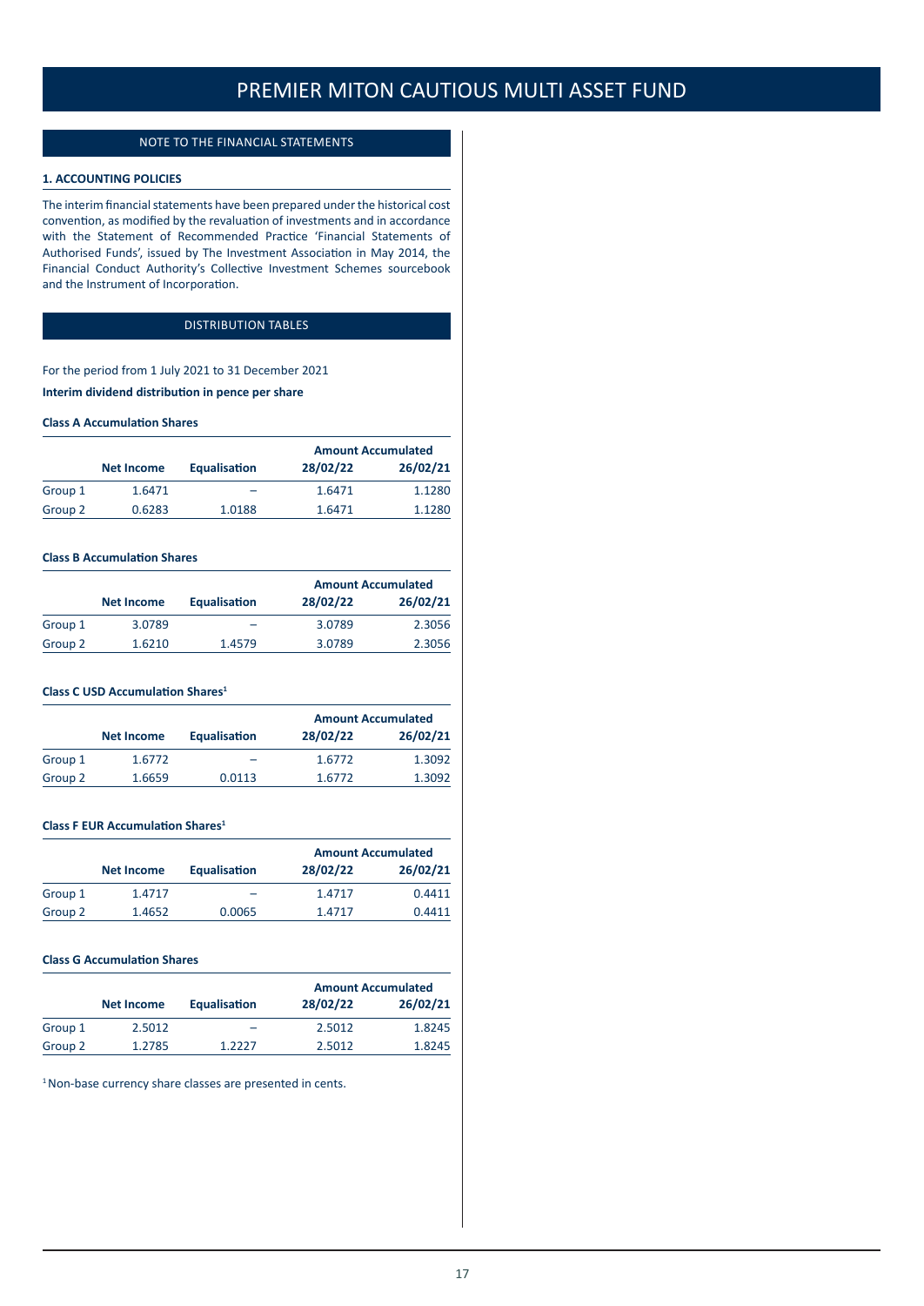# PREMIER MITON CAUTIOUS MULTI ASSET FUND

## NOTE TO THE FINANCIAL STATEMENTS

### 1. ACCOUNTING POLICIES

The interim financial statements have been prepared under the historical cost convention, as modified by the revaluation of investments and in accordance with the Statement of Recommended Practice 'Financial Statements of Authorised Funds', issued by The Investment Association in May 2014, the Financial Conduct Authority's Collective Investment Schemes sourcebook and the Instrument of Incorporation.

## DISTRIBUTION TABLES

For the period from 1 July 2021 to 31 December 2021

**Interim dividend distribution in pence per share**

**Class A Accumulation Shares**

| | Net Income | Equalisation | Amount Accumulated | |
|---|---|---|---|---|
| | | | 28/02/22 | 26/02/21 |
| Group 1 | 1.6471 | – | 1.6471 | 1.1280 |
| Group 2 | 0.6283 | 1.0188 | 1.6471 | 1.1280 |

**Class B Accumulation Shares**

| | Net Income | Equalisation | Amount Accumulated | |
|---|---|---|---|---|
| | | | 28/02/22 | 26/02/21 |
| Group 1 | 3.0789 | – | 3.0789 | 2.3056 |
| Group 2 | 1.6210 | 1.4579 | 3.0789 | 2.3056 |

**Class C USD Accumulation Shares[1]**

| | Net Income | Equalisation | Amount Accumulated | |
|---|---|---|---|---|
| | | | 28/02/22 | 26/02/21 |
| Group 1 | 1.6772 | – | 1.6772 | 1.3092 |
| Group 2 | 1.6659 | 0.0113 | 1.6772 | 1.3092 |

**Class F EUR Accumulation Shares[1]**

| | Net Income | Equalisation | Amount Accumulated | |
|---|---|---|---|---|
| | | | 28/02/22 | 26/02/21 |
| Group 1 | 1.4717 | – | 1.4717 | 0.4411 |
| Group 2 | 1.4652 | 0.0065 | 1.4717 | 0.4411 |

**Class G Accumulation Shares**

| | Net Income | Equalisation | Amount Accumulated | |
|---|---|---|---|---|
| | | | 28/02/22 | 26/02/21 |
| Group 1 | 2.5012 | – | 2.5012 | 1.8245 |
| Group 2 | 1.2785 | 1.2227 | 2.5012 | 1.8245 |

[1] Non-base currency share classes are presented in cents.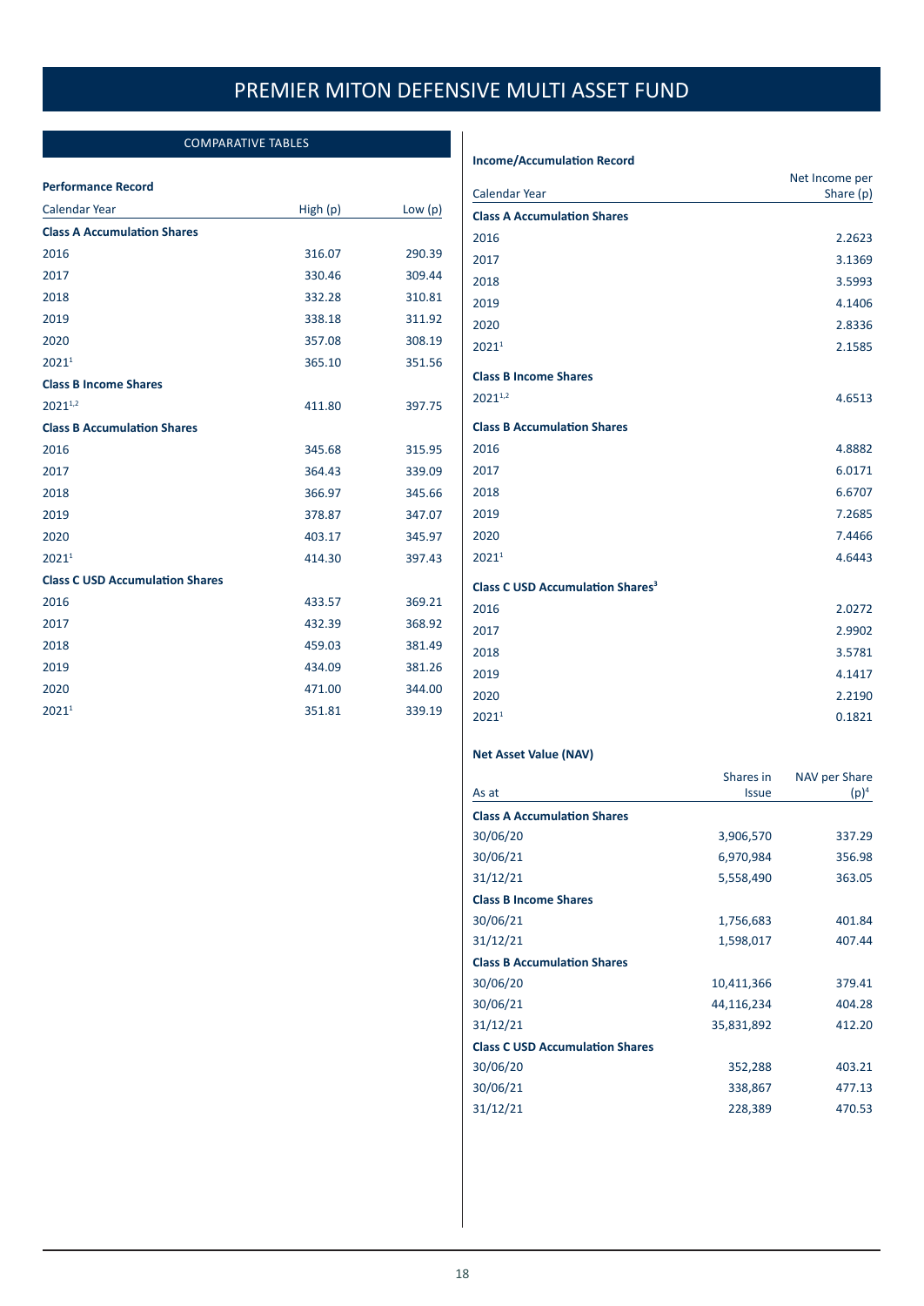# PREMIER MITON DEFENSIVE MULTI ASSET FUND

## COMPARATIVE TABLES

### Performance Record

| Calendar Year | High (p) | Low (p) |
|---|---|---|
| **Class A Accumulation Shares** | | |
| 2016 | 316.07 | 290.39 |
| 2017 | 330.46 | 309.44 |
| 2018 | 332.28 | 310.81 |
| 2019 | 338.18 | 311.92 |
| 2020 | 357.08 | 308.19 |
| 2021[1] | 365.10 | 351.56 |
| **Class B Income Shares** | | |
| 2021[1,2] | 411.80 | 397.75 |
| **Class B Accumulation Shares** | | |
| 2016 | 345.68 | 315.95 |
| 2017 | 364.43 | 339.09 |
| 2018 | 366.97 | 345.66 |
| 2019 | 378.87 | 347.07 |
| 2020 | 403.17 | 345.97 |
| 2021[1] | 414.30 | 397.43 |
| **Class C USD Accumulation Shares** | | |
| 2016 | 433.57 | 369.21 |
| 2017 | 432.39 | 368.92 |
| 2018 | 459.03 | 381.49 |
| 2019 | 434.09 | 381.26 |
| 2020 | 471.00 | 344.00 |
| 2021[1] | 351.81 | 339.19 |

### Income/Accumulation Record

| Calendar Year | Net Income per Share (p) |
|---|---|
| **Class A Accumulation Shares** | |
| 2016 | 2.2623 |
| 2017 | 3.1369 |
| 2018 | 3.5993 |
| 2019 | 4.1406 |
| 2020 | 2.8336 |
| 2021[1] | 2.1585 |
| **Class B Income Shares** | |
| 2021[1,2] | 4.6513 |
| **Class B Accumulation Shares** | |
| 2016 | 4.8882 |
| 2017 | 6.0171 |
| 2018 | 6.6707 |
| 2019 | 7.2685 |
| 2020 | 7.4466 |
| 2021[1] | 4.6443 |
| **Class C USD Accumulation Shares[3]** | |
| 2016 | 2.0272 |
| 2017 | 2.9902 |
| 2018 | 3.5781 |
| 2019 | 4.1417 |
| 2020 | 2.2190 |
| 2021[1] | 0.1821 |

### Net Asset Value (NAV)

| As at | Shares in Issue | NAV per Share (p)[4] |
|---|---|---|
| **Class A Accumulation Shares** | | |
| 30/06/20 | 3,906,570 | 337.29 |
| 30/06/21 | 6,970,984 | 356.98 |
| 31/12/21 | 5,558,490 | 363.05 |
| **Class B Income Shares** | | |
| 30/06/21 | 1,756,683 | 401.84 |
| 31/12/21 | 1,598,017 | 407.44 |
| **Class B Accumulation Shares** | | |
| 30/06/20 | 10,411,366 | 379.41 |
| 30/06/21 | 44,116,234 | 404.28 |
| 31/12/21 | 35,831,892 | 412.20 |
| **Class C USD Accumulation Shares** | | |
| 30/06/20 | 352,288 | 403.21 |
| 30/06/21 | 338,867 | 477.13 |
| 31/12/21 | 228,389 | 470.53 |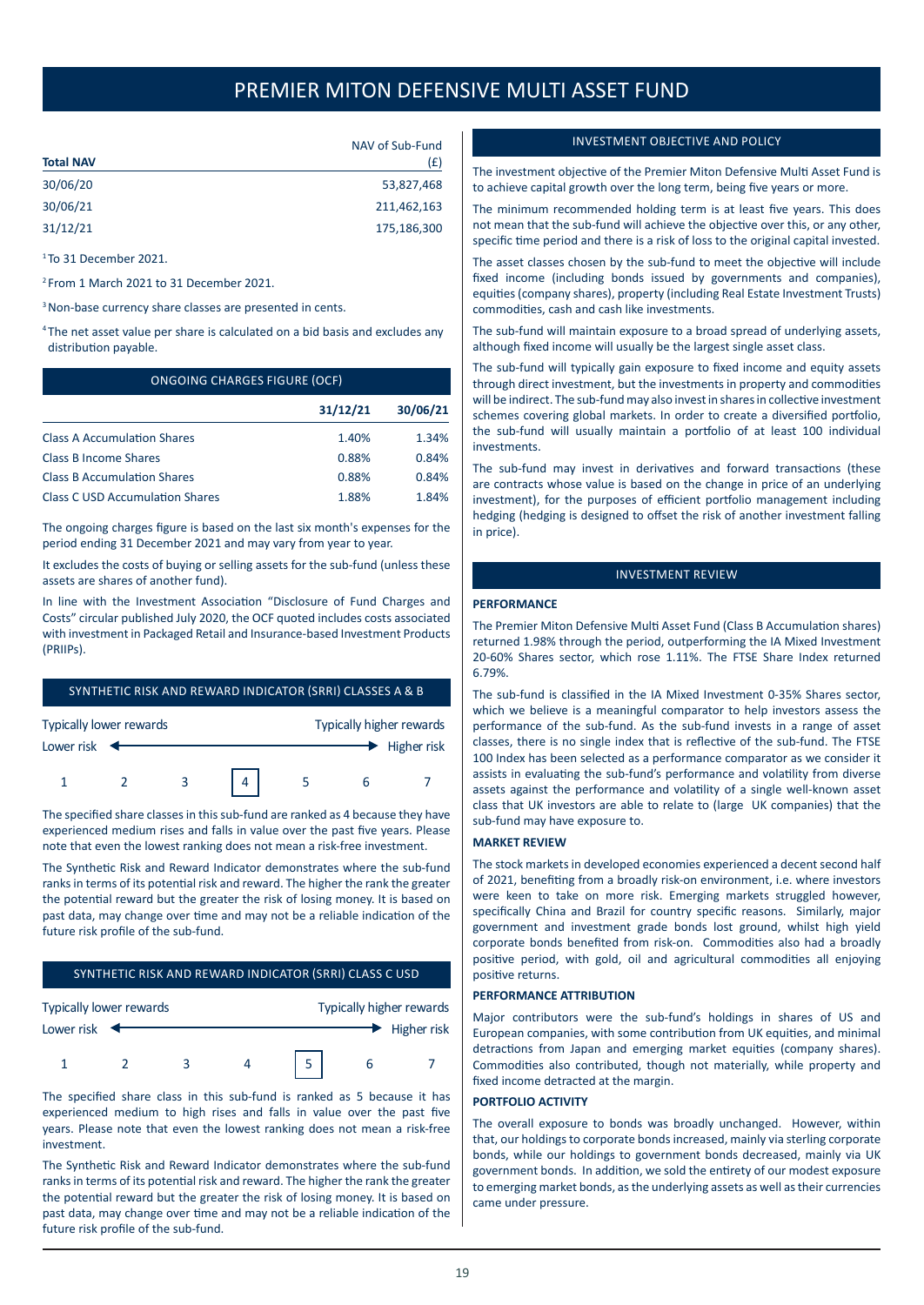// Converted per the rules; OCR of page text follows.
# PREMIER MITON DEFENSIVE MULTI ASSET FUND

| Total NAV | NAV of Sub-Fund (£) |
|---|---|
| 30/06/20 | 53,827,468 |
| 30/06/21 | 211,462,163 |
| 31/12/21 | 175,186,300 |

[1] To 31 December 2021.

[2] From 1 March 2021 to 31 December 2021.

[3] Non-base currency share classes are presented in cents.

[4] The net asset value per share is calculated on a bid basis and excludes any distribution payable.

## ONGOING CHARGES FIGURE (OCF)

| | 31/12/21 | 30/06/21 |
|---|---|---|
| Class A Accumulation Shares | 1.40% | 1.34% |
| Class B Income Shares | 0.88% | 0.84% |
| Class B Accumulation Shares | 0.88% | 0.84% |
| Class C USD Accumulation Shares | 1.88% | 1.84% |

The ongoing charges figure is based on the last six month's expenses for the period ending 31 December 2021 and may vary from year to year.

It excludes the costs of buying or selling assets for the sub-fund (unless these assets are shares of another fund).

In line with the Investment Association "Disclosure of Fund Charges and Costs" circular published July 2020, the OCF quoted includes costs associated with investment in Packaged Retail and Insurance-based Investment Products (PRIIPs).

## SYNTHETIC RISK AND REWARD INDICATOR (SRRI) CLASSES A & B

Typically lower rewards — Typically higher rewards

Lower risk ← → Higher risk

1 2 3 **[4]** 5 6 7

The specified share classes in this sub-fund are ranked as 4 because they have experienced medium rises and falls in value over the past five years. Please note that even the lowest ranking does not mean a risk-free investment.

The Synthetic Risk and Reward Indicator demonstrates where the sub-fund ranks in terms of its potential risk and reward. The higher the rank the greater the potential reward but the greater the risk of losing money. It is based on past data, may change over time and may not be a reliable indication of the future risk profile of the sub-fund.

## SYNTHETIC RISK AND REWARD INDICATOR (SRRI) CLASS C USD

Typically lower rewards — Typically higher rewards

Lower risk ← → Higher risk

1 2 3 4 **[5]** 6 7

The specified share class in this sub-fund is ranked as 5 because it has experienced medium to high rises and falls in value over the past five years. Please note that even the lowest ranking does not mean a risk-free investment.

The Synthetic Risk and Reward Indicator demonstrates where the sub-fund ranks in terms of its potential risk and reward. The higher the rank the greater the potential reward but the greater the risk of losing money. It is based on past data, may change over time and may not be a reliable indication of the future risk profile of the sub-fund.

## INVESTMENT OBJECTIVE AND POLICY

The investment objective of the Premier Miton Defensive Multi Asset Fund is to achieve capital growth over the long term, being five years or more.

The minimum recommended holding term is at least five years. This does not mean that the sub-fund will achieve the objective over this, or any other, specific time period and there is a risk of loss to the original capital invested.

The asset classes chosen by the sub-fund to meet the objective will include fixed income (including bonds issued by governments and companies), equities (company shares), property (including Real Estate Investment Trusts) commodities, cash and cash like investments.

The sub-fund will maintain exposure to a broad spread of underlying assets, although fixed income will usually be the largest single asset class.

The sub-fund will typically gain exposure to fixed income and equity assets through direct investment, but the investments in property and commodities will be indirect. The sub-fund may also invest in shares in collective investment schemes covering global markets. In order to create a diversified portfolio, the sub-fund will usually maintain a portfolio of at least 100 individual investments.

The sub-fund may invest in derivatives and forward transactions (these are contracts whose value is based on the change in price of an underlying investment), for the purposes of efficient portfolio management including hedging (hedging is designed to offset the risk of another investment falling in price).

## INVESTMENT REVIEW

### PERFORMANCE

The Premier Miton Defensive Multi Asset Fund (Class B Accumulation shares) returned 1.98% through the period, outperforming the IA Mixed Investment 20-60% Shares sector, which rose 1.11%. The FTSE Share Index returned 6.79%.

The sub-fund is classified in the IA Mixed Investment 0-35% Shares sector, which we believe is a meaningful comparator to help investors assess the performance of the sub-fund. As the sub-fund invests in a range of asset classes, there is no single index that is reflective of the sub-fund. The FTSE 100 Index has been selected as a performance comparator as we consider it assists in evaluating the sub-fund's performance and volatility from diverse assets against the performance and volatility of a single well-known asset class that UK investors are able to relate to (large UK companies) that the sub-fund may have exposure to.

### MARKET REVIEW

The stock markets in developed economies experienced a decent second half of 2021, benefiting from a broadly risk-on environment, i.e. where investors were keen to take on more risk. Emerging markets struggled however, specifically China and Brazil for country specific reasons. Similarly, major government and investment grade bonds lost ground, whilst high yield corporate bonds benefited from risk-on. Commodities also had a broadly positive period, with gold, oil and agricultural commodities all enjoying positive returns.

### PERFORMANCE ATTRIBUTION

Major contributors were the sub-fund's holdings in shares of US and European companies, with some contribution from UK equities, and minimal detractions from Japan and emerging market equities (company shares). Commodities also contributed, though not materially, while property and fixed income detracted at the margin.

### PORTFOLIO ACTIVITY

The overall exposure to bonds was broadly unchanged. However, within that, our holdings to corporate bonds increased, mainly via sterling corporate bonds, while our holdings to government bonds decreased, mainly via UK government bonds. In addition, we sold the entirety of our modest exposure to emerging market bonds, as the underlying assets as well as their currencies came under pressure.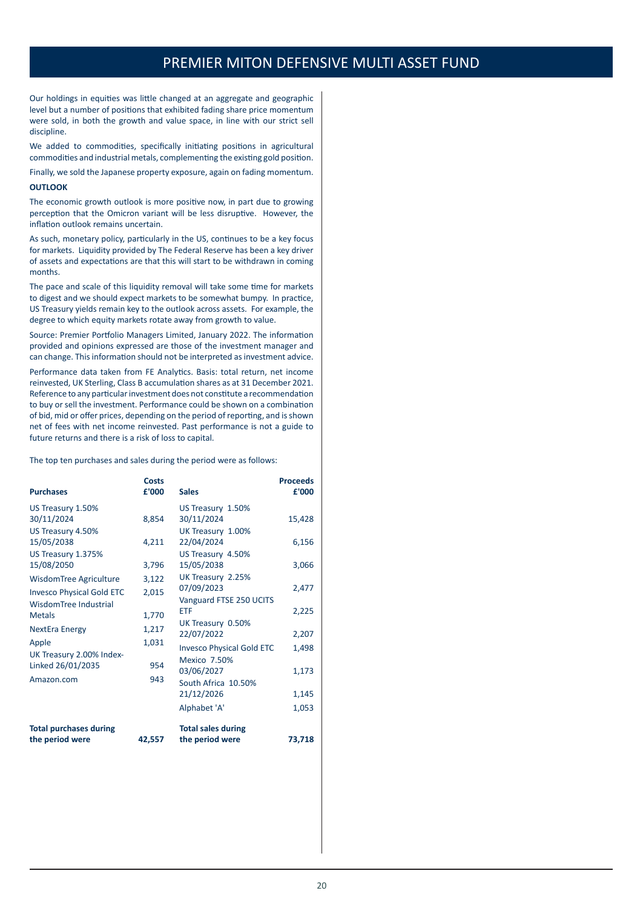# PREMIER MITON DEFENSIVE MULTI ASSET FUND

Our holdings in equities was little changed at an aggregate and geographic level but a number of positions that exhibited fading share price momentum were sold, in both the growth and value space, in line with our strict sell discipline.

We added to commodities, specifically initiating positions in agricultural commodities and industrial metals, complementing the existing gold position.

Finally, we sold the Japanese property exposure, again on fading momentum.

**OUTLOOK**

The economic growth outlook is more positive now, in part due to growing perception that the Omicron variant will be less disruptive. However, the inflation outlook remains uncertain.

As such, monetary policy, particularly in the US, continues to be a key focus for markets. Liquidity provided by The Federal Reserve has been a key driver of assets and expectations are that this will start to be withdrawn in coming months.

The pace and scale of this liquidity removal will take some time for markets to digest and we should expect markets to be somewhat bumpy. In practice, US Treasury yields remain key to the outlook across assets. For example, the degree to which equity markets rotate away from growth to value.

Source: Premier Portfolio Managers Limited, January 2022. The information provided and opinions expressed are those of the investment manager and can change. This information should not be interpreted as investment advice.

Performance data taken from FE Analytics. Basis: total return, net income reinvested, UK Sterling, Class B accumulation shares as at 31 December 2021. Reference to any particular investment does not constitute a recommendation to buy or sell the investment. Performance could be shown on a combination of bid, mid or offer prices, depending on the period of reporting, and is shown net of fees with net income reinvested. Past performance is not a guide to future returns and there is a risk of loss to capital.

The top ten purchases and sales during the period were as follows:

| Purchases | Costs £'000 |
|---|---|
| US Treasury 1.50% 30/11/2024 | 8,854 |
| US Treasury 4.50% 15/05/2038 | 4,211 |
| US Treasury 1.375% 15/08/2050 | 3,796 |
| WisdomTree Agriculture | 3,122 |
| Invesco Physical Gold ETC | 2,015 |
| WisdomTree Industrial Metals | 1,770 |
| NextEra Energy | 1,217 |
| Apple | 1,031 |
| UK Treasury 2.00% Index-Linked 26/01/2035 | 954 |
| Amazon.com | 943 |
| **Total purchases during the period were** | **42,557** |

| Sales | Proceeds £'000 |
|---|---|
| US Treasury 1.50% 30/11/2024 | 15,428 |
| UK Treasury 1.00% 22/04/2024 | 6,156 |
| US Treasury 4.50% 15/05/2038 | 3,066 |
| UK Treasury 2.25% 07/09/2023 | 2,477 |
| Vanguard FTSE 250 UCITS ETF | 2,225 |
| UK Treasury 0.50% 22/07/2022 | 2,207 |
| Invesco Physical Gold ETC | 1,498 |
| Mexico 7.50% 03/06/2027 | 1,173 |
| South Africa 10.50% 21/12/2026 | 1,145 |
| Alphabet 'A' | 1,053 |
| **Total sales during the period were** | **73,718** |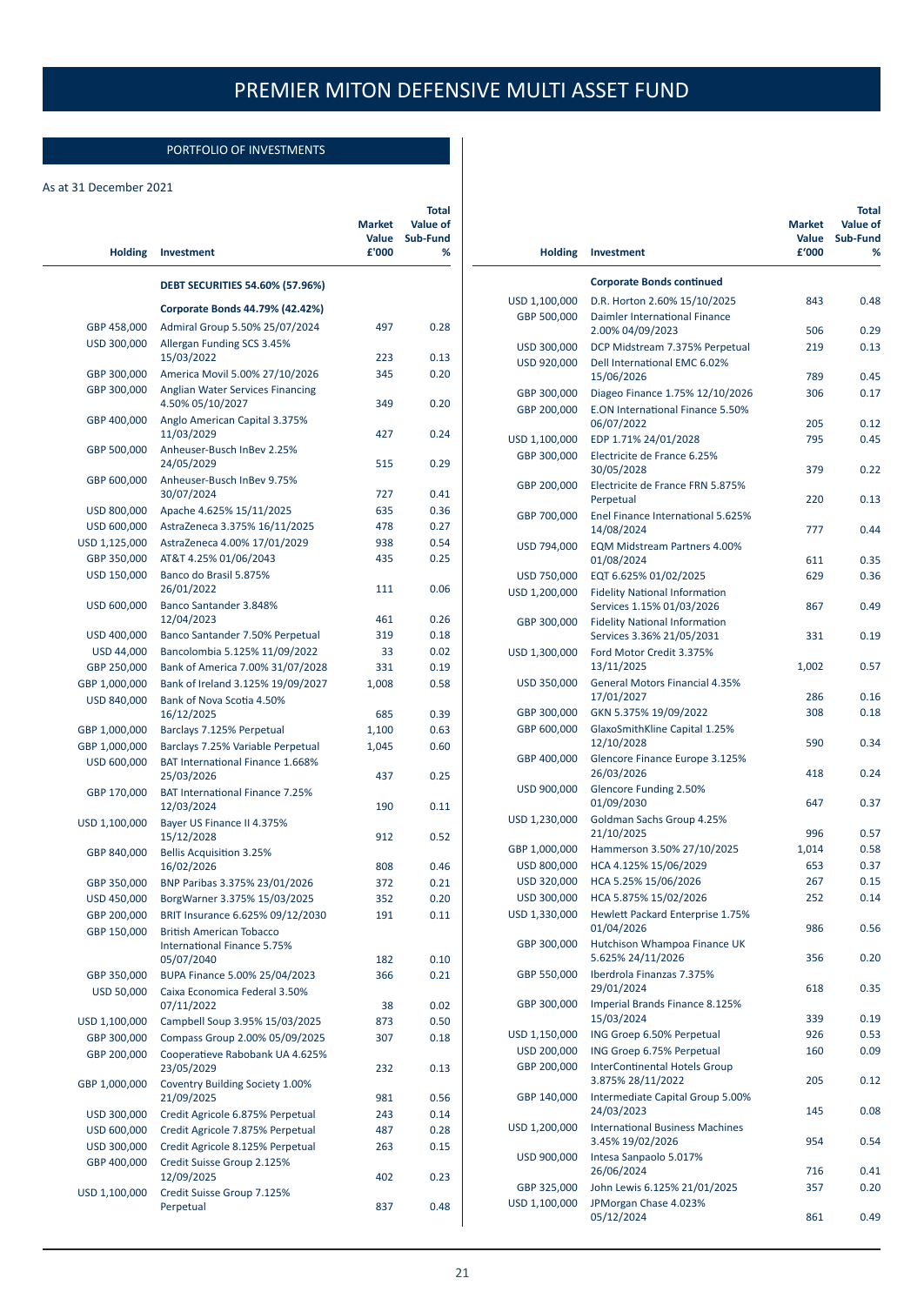# PREMIER MITON DEFENSIVE MULTI ASSET FUND

## PORTFOLIO OF INVESTMENTS

As at 31 December 2021

| Holding | Investment | Market Value £'000 | Total Value of Sub-Fund % |
|---|---|---|---|
| | **DEBT SECURITIES 54.60% (57.96%)** | | |
| | **Corporate Bonds 44.79% (42.42%)** | | |
| GBP 458,000 | Admiral Group 5.50% 25/07/2024 | 497 | 0.28 |
| USD 300,000 | Allergan Funding SCS 3.45% 15/03/2022 | 223 | 0.13 |
| GBP 300,000 | America Movil 5.00% 27/10/2026 | 345 | 0.20 |
| GBP 300,000 | Anglian Water Services Financing 4.50% 05/10/2027 | 349 | 0.20 |
| GBP 400,000 | Anglo American Capital 3.375% 11/03/2029 | 427 | 0.24 |
| GBP 500,000 | Anheuser-Busch InBev 2.25% 24/05/2029 | 515 | 0.29 |
| GBP 600,000 | Anheuser-Busch InBev 9.75% 30/07/2024 | 727 | 0.41 |
| USD 800,000 | Apache 4.625% 15/11/2025 | 635 | 0.36 |
| USD 600,000 | AstraZeneca 3.375% 16/11/2025 | 478 | 0.27 |
| USD 1,125,000 | AstraZeneca 4.00% 17/01/2029 | 938 | 0.54 |
| GBP 350,000 | AT&T 4.25% 01/06/2043 | 435 | 0.25 |
| USD 150,000 | Banco do Brasil 5.875% 26/01/2022 | 111 | 0.06 |
| USD 600,000 | Banco Santander 3.848% 12/04/2023 | 461 | 0.26 |
| USD 400,000 | Banco Santander 7.50% Perpetual | 319 | 0.18 |
| USD 44,000 | Bancolombia 5.125% 11/09/2022 | 33 | 0.02 |
| GBP 250,000 | Bank of America 7.00% 31/07/2028 | 331 | 0.19 |
| GBP 1,000,000 | Bank of Ireland 3.125% 19/09/2027 | 1,008 | 0.58 |
| USD 840,000 | Bank of Nova Scotia 4.50% 16/12/2025 | 685 | 0.39 |
| GBP 1,000,000 | Barclays 7.125% Perpetual | 1,100 | 0.63 |
| GBP 1,000,000 | Barclays 7.25% Variable Perpetual | 1,045 | 0.60 |
| USD 600,000 | BAT International Finance 1.668% 25/03/2026 | 437 | 0.25 |
| GBP 170,000 | BAT International Finance 7.25% 12/03/2024 | 190 | 0.11 |
| USD 1,100,000 | Bayer US Finance II 4.375% 15/12/2028 | 912 | 0.52 |
| GBP 840,000 | Bellis Acquisition 3.25% 16/02/2026 | 808 | 0.46 |
| GBP 350,000 | BNP Paribas 3.375% 23/01/2026 | 372 | 0.21 |
| USD 450,000 | BorgWarner 3.375% 15/03/2025 | 352 | 0.20 |
| GBP 200,000 | BRIT Insurance 6.625% 09/12/2030 | 191 | 0.11 |
| GBP 150,000 | British American Tobacco International Finance 5.75% 05/07/2040 | 182 | 0.10 |
| GBP 350,000 | BUPA Finance 5.00% 25/04/2023 | 366 | 0.21 |
| USD 50,000 | Caixa Economica Federal 3.50% 07/11/2022 | 38 | 0.02 |
| USD 1,100,000 | Campbell Soup 3.95% 15/03/2025 | 873 | 0.50 |
| GBP 300,000 | Compass Group 2.00% 05/09/2025 | 307 | 0.18 |
| GBP 200,000 | Cooperatieve Rabobank UA 4.625% 23/05/2029 | 232 | 0.13 |
| GBP 1,000,000 | Coventry Building Society 1.00% 21/09/2025 | 981 | 0.56 |
| USD 300,000 | Credit Agricole 6.875% Perpetual | 243 | 0.14 |
| USD 600,000 | Credit Agricole 7.875% Perpetual | 487 | 0.28 |
| USD 300,000 | Credit Agricole 8.125% Perpetual | 263 | 0.15 |
| GBP 400,000 | Credit Suisse Group 2.125% 12/09/2025 | 402 | 0.23 |
| USD 1,100,000 | Credit Suisse Group 7.125% Perpetual | 837 | 0.48 |
| | **Corporate Bonds continued** | | |
| USD 1,100,000 | D.R. Horton 2.60% 15/10/2025 | 843 | 0.48 |
| GBP 500,000 | Daimler International Finance 2.00% 04/09/2023 | 506 | 0.29 |
| USD 300,000 | DCP Midstream 7.375% Perpetual | 219 | 0.13 |
| USD 920,000 | Dell International EMC 6.02% 15/06/2026 | 789 | 0.45 |
| GBP 300,000 | Diageo Finance 1.75% 12/10/2026 | 306 | 0.17 |
| GBP 200,000 | E.ON International Finance 5.50% 06/07/2022 | 205 | 0.12 |
| USD 1,100,000 | EDP 1.71% 24/01/2028 | 795 | 0.45 |
| GBP 300,000 | Electricite de France 6.25% 30/05/2028 | 379 | 0.22 |
| GBP 200,000 | Electricite de France FRN 5.875% Perpetual | 220 | 0.13 |
| GBP 700,000 | Enel Finance International 5.625% 14/08/2024 | 777 | 0.44 |
| USD 794,000 | EQM Midstream Partners 4.00% 01/08/2024 | 611 | 0.35 |
| USD 750,000 | EQT 6.625% 01/02/2025 | 629 | 0.36 |
| USD 1,200,000 | Fidelity National Information Services 1.15% 01/03/2026 | 867 | 0.49 |
| GBP 300,000 | Fidelity National Information Services 3.36% 21/05/2031 | 331 | 0.19 |
| USD 1,300,000 | Ford Motor Credit 3.375% 13/11/2025 | 1,002 | 0.57 |
| USD 350,000 | General Motors Financial 4.35% 17/01/2027 | 286 | 0.16 |
| GBP 300,000 | GKN 5.375% 19/09/2022 | 308 | 0.18 |
| GBP 600,000 | GlaxoSmithKline Capital 1.25% 12/10/2028 | 590 | 0.34 |
| GBP 400,000 | Glencore Finance Europe 3.125% 26/03/2026 | 418 | 0.24 |
| USD 900,000 | Glencore Funding 2.50% 01/09/2030 | 647 | 0.37 |
| USD 1,230,000 | Goldman Sachs Group 4.25% 21/10/2025 | 996 | 0.57 |
| GBP 1,000,000 | Hammerson 3.50% 27/10/2025 | 1,014 | 0.58 |
| USD 800,000 | HCA 4.125% 15/06/2029 | 653 | 0.37 |
| USD 320,000 | HCA 5.25% 15/06/2026 | 267 | 0.15 |
| USD 300,000 | HCA 5.875% 15/02/2026 | 252 | 0.14 |
| USD 1,330,000 | Hewlett Packard Enterprise 1.75% 01/04/2026 | 986 | 0.56 |
| GBP 300,000 | Hutchison Whampoa Finance UK 5.625% 24/11/2026 | 356 | 0.20 |
| GBP 550,000 | Iberdrola Finanzas 7.375% 29/01/2024 | 618 | 0.35 |
| GBP 300,000 | Imperial Brands Finance 8.125% 15/03/2024 | 339 | 0.19 |
| USD 1,150,000 | ING Groep 6.50% Perpetual | 926 | 0.53 |
| USD 200,000 | ING Groep 6.75% Perpetual | 160 | 0.09 |
| GBP 200,000 | InterContinental Hotels Group 3.875% 28/11/2022 | 205 | 0.12 |
| GBP 140,000 | Intermediate Capital Group 5.00% 24/03/2023 | 145 | 0.08 |
| USD 1,200,000 | International Business Machines 3.45% 19/02/2026 | 954 | 0.54 |
| USD 900,000 | Intesa Sanpaolo 5.017% 26/06/2024 | 716 | 0.41 |
| GBP 325,000 | John Lewis 6.125% 21/01/2025 | 357 | 0.20 |
| USD 1,100,000 | JPMorgan Chase 4.023% 05/12/2024 | 861 | 0.49 |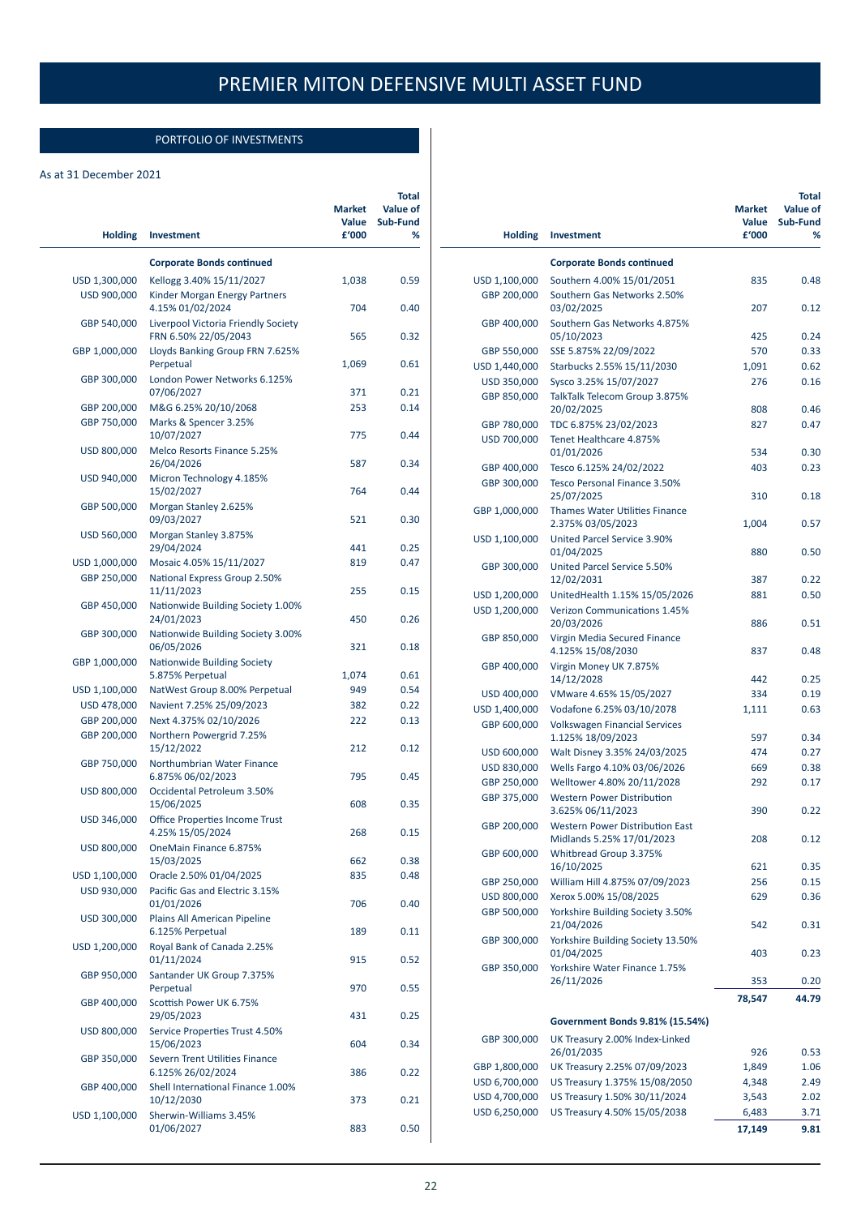# PREMIER MITON DEFENSIVE MULTI ASSET FUND

## PORTFOLIO OF INVESTMENTS

As at 31 December 2021

| Holding | Investment | Market Value £'000 | Total Value of Sub-Fund % |
|---|---|---|---|
| | **Corporate Bonds continued** | | |
| USD 1,300,000 | Kellogg 3.40% 15/11/2027 | 1,038 | 0.59 |
| USD 900,000 | Kinder Morgan Energy Partners 4.15% 01/02/2024 | 704 | 0.40 |
| GBP 540,000 | Liverpool Victoria Friendly Society FRN 6.50% 22/05/2043 | 565 | 0.32 |
| GBP 1,000,000 | Lloyds Banking Group FRN 7.625% Perpetual | 1,069 | 0.61 |
| GBP 300,000 | London Power Networks 6.125% 07/06/2027 | 371 | 0.21 |
| GBP 200,000 | M&G 6.25% 20/10/2068 | 253 | 0.14 |
| GBP 750,000 | Marks & Spencer 3.25% 10/07/2027 | 775 | 0.44 |
| USD 800,000 | Melco Resorts Finance 5.25% 26/04/2026 | 587 | 0.34 |
| USD 940,000 | Micron Technology 4.185% 15/02/2027 | 764 | 0.44 |
| GBP 500,000 | Morgan Stanley 2.625% 09/03/2027 | 521 | 0.30 |
| USD 560,000 | Morgan Stanley 3.875% 29/04/2024 | 441 | 0.25 |
| USD 1,000,000 | Mosaic 4.05% 15/11/2027 | 819 | 0.47 |
| GBP 250,000 | National Express Group 2.50% 11/11/2023 | 255 | 0.15 |
| GBP 450,000 | Nationwide Building Society 1.00% 24/01/2023 | 450 | 0.26 |
| GBP 300,000 | Nationwide Building Society 3.00% 06/05/2026 | 321 | 0.18 |
| GBP 1,000,000 | Nationwide Building Society 5.875% Perpetual | 1,074 | 0.61 |
| USD 1,100,000 | NatWest Group 8.00% Perpetual | 949 | 0.54 |
| USD 478,000 | Navient 7.25% 25/09/2023 | 382 | 0.22 |
| GBP 200,000 | Next 4.375% 02/10/2026 | 222 | 0.13 |
| GBP 200,000 | Northern Powergrid 7.25% 15/12/2022 | 212 | 0.12 |
| GBP 750,000 | Northumbrian Water Finance 6.875% 06/02/2023 | 795 | 0.45 |
| USD 800,000 | Occidental Petroleum 3.50% 15/06/2025 | 608 | 0.35 |
| USD 346,000 | Office Properties Income Trust 4.25% 15/05/2024 | 268 | 0.15 |
| USD 800,000 | OneMain Finance 6.875% 15/03/2025 | 662 | 0.38 |
| USD 1,100,000 | Oracle 2.50% 01/04/2025 | 835 | 0.48 |
| USD 930,000 | Pacific Gas and Electric 3.15% 01/01/2026 | 706 | 0.40 |
| USD 300,000 | Plains All American Pipeline 6.125% Perpetual | 189 | 0.11 |
| USD 1,200,000 | Royal Bank of Canada 2.25% 01/11/2024 | 915 | 0.52 |
| GBP 950,000 | Santander UK Group 7.375% Perpetual | 970 | 0.55 |
| GBP 400,000 | Scottish Power UK 6.75% 29/05/2023 | 431 | 0.25 |
| USD 800,000 | Service Properties Trust 4.50% 15/06/2023 | 604 | 0.34 |
| GBP 350,000 | Severn Trent Utilities Finance 6.125% 26/02/2024 | 386 | 0.22 |
| GBP 400,000 | Shell International Finance 1.00% 10/12/2030 | 373 | 0.21 |
| USD 1,100,000 | Sherwin-Williams 3.45% 01/06/2027 | 883 | 0.50 |
| USD 1,100,000 | Southern 4.00% 15/01/2051 | 835 | 0.48 |
| GBP 200,000 | Southern Gas Networks 2.50% 03/02/2025 | 207 | 0.12 |
| GBP 400,000 | Southern Gas Networks 4.875% 05/10/2023 | 425 | 0.24 |
| GBP 550,000 | SSE 5.875% 22/09/2022 | 570 | 0.33 |
| USD 1,440,000 | Starbucks 2.55% 15/11/2030 | 1,091 | 0.62 |
| USD 350,000 | Sysco 3.25% 15/07/2027 | 276 | 0.16 |
| GBP 850,000 | TalkTalk Telecom Group 3.875% 20/02/2025 | 808 | 0.46 |
| GBP 780,000 | TDC 6.875% 23/02/2023 | 827 | 0.47 |
| USD 700,000 | Tenet Healthcare 4.875% 01/01/2026 | 534 | 0.30 |
| GBP 400,000 | Tesco 6.125% 24/02/2022 | 403 | 0.23 |
| GBP 300,000 | Tesco Personal Finance 3.50% 25/07/2025 | 310 | 0.18 |
| GBP 1,000,000 | Thames Water Utilities Finance 2.375% 03/05/2023 | 1,004 | 0.57 |
| USD 1,100,000 | United Parcel Service 3.90% 01/04/2025 | 880 | 0.50 |
| GBP 300,000 | United Parcel Service 5.50% 12/02/2031 | 387 | 0.22 |
| USD 1,200,000 | UnitedHealth 1.15% 15/05/2026 | 881 | 0.50 |
| USD 1,200,000 | Verizon Communications 1.45% 20/03/2026 | 886 | 0.51 |
| GBP 850,000 | Virgin Media Secured Finance 4.125% 15/08/2030 | 837 | 0.48 |
| GBP 400,000 | Virgin Money UK 7.875% 14/12/2028 | 442 | 0.25 |
| USD 400,000 | VMware 4.65% 15/05/2027 | 334 | 0.19 |
| USD 1,400,000 | Vodafone 6.25% 03/10/2078 | 1,111 | 0.63 |
| GBP 600,000 | Volkswagen Financial Services 1.125% 18/09/2023 | 597 | 0.34 |
| USD 600,000 | Walt Disney 3.35% 24/03/2025 | 474 | 0.27 |
| USD 830,000 | Wells Fargo 4.10% 03/06/2026 | 669 | 0.38 |
| GBP 250,000 | Welltower 4.80% 20/11/2028 | 292 | 0.17 |
| GBP 375,000 | Western Power Distribution 3.625% 06/11/2023 | 390 | 0.22 |
| GBP 200,000 | Western Power Distribution East Midlands 5.25% 17/01/2023 | 208 | 0.12 |
| GBP 600,000 | Whitbread Group 3.375% 16/10/2025 | 621 | 0.35 |
| GBP 250,000 | William Hill 4.875% 07/09/2023 | 256 | 0.15 |
| USD 800,000 | Xerox 5.00% 15/08/2025 | 629 | 0.36 |
| GBP 500,000 | Yorkshire Building Society 3.50% 21/04/2026 | 542 | 0.31 |
| GBP 300,000 | Yorkshire Building Society 13.50% 01/04/2025 | 403 | 0.23 |
| GBP 350,000 | Yorkshire Water Finance 1.75% 26/11/2026 | 353 | 0.20 |
| | | **78,547** | **44.79** |
| | **Government Bonds 9.81% (15.54%)** | | |
| GBP 300,000 | UK Treasury 2.00% Index-Linked 26/01/2035 | 926 | 0.53 |
| GBP 1,800,000 | UK Treasury 2.25% 07/09/2023 | 1,849 | 1.06 |
| USD 6,700,000 | US Treasury 1.375% 15/08/2050 | 4,348 | 2.49 |
| USD 4,700,000 | US Treasury 1.50% 30/11/2024 | 3,543 | 2.02 |
| USD 6,250,000 | US Treasury 4.50% 15/05/2038 | 6,483 | 3.71 |
| | | **17,149** | **9.81** |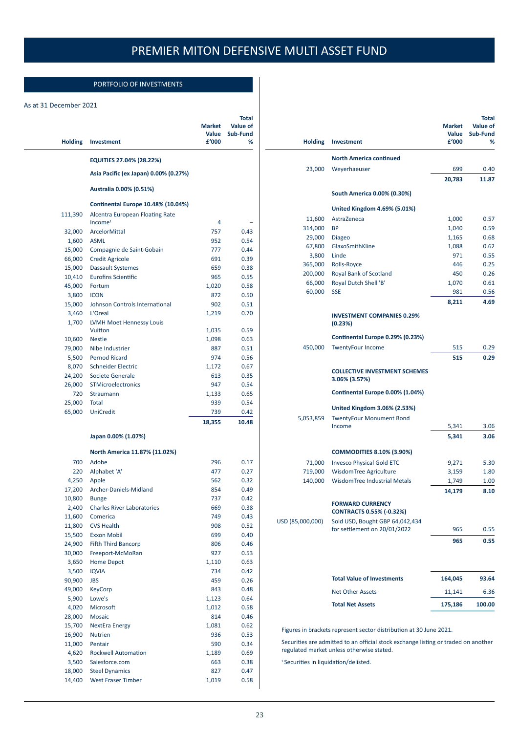# PREMIER MITON DEFENSIVE MULTI ASSET FUND

## PORTFOLIO OF INVESTMENTS

As at 31 December 2021

| Holding | Investment | Market Value £'000 | Total Value of Sub-Fund % |
|---|---|---|---|
| | **EQUITIES 27.04% (28.22%)** | | |
| | **Asia Pacific (ex Japan) 0.00% (0.27%)** | | |
| | **Australia 0.00% (0.51%)** | | |
| | **Continental Europe 10.48% (10.04%)** | | |
| 111,390 | Alcentra European Floating Rate Income[1] | 4 | – |
| 32,000 | ArcelorMittal | 757 | 0.43 |
| 1,600 | ASML | 952 | 0.54 |
| 15,000 | Compagnie de Saint-Gobain | 777 | 0.44 |
| 66,000 | Credit Agricole | 691 | 0.39 |
| 15,000 | Dassault Systemes | 659 | 0.38 |
| 10,410 | Eurofins Scientific | 965 | 0.55 |
| 45,000 | Fortum | 1,020 | 0.58 |
| 3,800 | ICON | 872 | 0.50 |
| 15,000 | Johnson Controls International | 902 | 0.51 |
| 3,460 | L'Oreal | 1,219 | 0.70 |
| 1,700 | LVMH Moet Hennessy Louis Vuitton | 1,035 | 0.59 |
| 10,600 | Nestle | 1,098 | 0.63 |
| 79,000 | Nibe Industrier | 887 | 0.51 |
| 5,500 | Pernod Ricard | 974 | 0.56 |
| 8,070 | Schneider Electric | 1,172 | 0.67 |
| 24,200 | Societe Generale | 613 | 0.35 |
| 26,000 | STMicroelectronics | 947 | 0.54 |
| 720 | Straumann | 1,133 | 0.65 |
| 25,000 | Total | 939 | 0.54 |
| 65,000 | UniCredit | 739 | 0.42 |
| | | **18,355** | **10.48** |
| | **Japan 0.00% (1.07%)** | | |
| | **North America 11.87% (11.02%)** | | |
| 700 | Adobe | 296 | 0.17 |
| 220 | Alphabet 'A' | 477 | 0.27 |
| 4,250 | Apple | 562 | 0.32 |
| 17,200 | Archer-Daniels-Midland | 854 | 0.49 |
| 10,800 | Bunge | 737 | 0.42 |
| 2,400 | Charles River Laboratories | 669 | 0.38 |
| 11,600 | Comerica | 749 | 0.43 |
| 11,800 | CVS Health | 908 | 0.52 |
| 15,500 | Exxon Mobil | 699 | 0.40 |
| 24,900 | Fifth Third Bancorp | 806 | 0.46 |
| 30,000 | Freeport-McMoRan | 927 | 0.53 |
| 3,650 | Home Depot | 1,110 | 0.63 |
| 3,500 | IQVIA | 734 | 0.42 |
| 90,900 | JBS | 459 | 0.26 |
| 49,000 | KeyCorp | 843 | 0.48 |
| 5,900 | Lowe's | 1,123 | 0.64 |
| 4,020 | Microsoft | 1,012 | 0.58 |
| 28,000 | Mosaic | 814 | 0.46 |
| 15,700 | NextEra Energy | 1,081 | 0.62 |
| 16,900 | Nutrien | 936 | 0.53 |
| 11,000 | Pentair | 590 | 0.34 |
| 4,620 | Rockwell Automation | 1,189 | 0.69 |
| 3,500 | Salesforce.com | 663 | 0.38 |
| 18,000 | Steel Dynamics | 827 | 0.47 |
| 14,400 | West Fraser Timber | 1,019 | 0.58 |
| | **North America continued** | | |
| 23,000 | Weyerhaeuser | 699 | 0.40 |
| | | **20,783** | **11.87** |
| | **South America 0.00% (0.30%)** | | |
| | **United Kingdom 4.69% (5.01%)** | | |
| 11,600 | AstraZeneca | 1,000 | 0.57 |
| 314,000 | BP | 1,040 | 0.59 |
| 29,000 | Diageo | 1,165 | 0.68 |
| 67,800 | GlaxoSmithKline | 1,088 | 0.62 |
| 3,800 | Linde | 971 | 0.55 |
| 365,000 | Rolls-Royce | 446 | 0.25 |
| 200,000 | Royal Bank of Scotland | 450 | 0.26 |
| 66,000 | Royal Dutch Shell 'B' | 1,070 | 0.61 |
| 60,000 | SSE | 981 | 0.56 |
| | | **8,211** | **4.69** |
| | **INVESTMENT COMPANIES 0.29% (0.23%)** | | |
| | **Continental Europe 0.29% (0.23%)** | | |
| 450,000 | TwentyFour Income | 515 | 0.29 |
| | | **515** | **0.29** |
| | **COLLECTIVE INVESTMENT SCHEMES 3.06% (3.57%)** | | |
| | **Continental Europe 0.00% (1.04%)** | | |
| | **United Kingdom 3.06% (2.53%)** | | |
| 5,053,859 | TwentyFour Monument Bond Income | 5,341 | 3.06 |
| | | **5,341** | **3.06** |
| | **COMMODITIES 8.10% (3.90%)** | | |
| 71,000 | Invesco Physical Gold ETC | 9,271 | 5.30 |
| 719,000 | WisdomTree Agriculture | 3,159 | 1.80 |
| 140,000 | WisdomTree Industrial Metals | 1,749 | 1.00 |
| | | **14,179** | **8.10** |
| | **FORWARD CURRENCY CONTRACTS 0.55% (-0.32%)** | | |
| USD (85,000,000) | Sold USD, Bought GBP 64,042,434 for settlement on 20/01/2022 | 965 | 0.55 |
| | | **965** | **0.55** |
| | **Total Value of Investments** | **164,045** | **93.64** |
| | Net Other Assets | 11,141 | 6.36 |
| | **Total Net Assets** | **175,186** | **100.00** |

Figures in brackets represent sector distribution at 30 June 2021.

Securities are admitted to an official stock exchange listing or traded on another regulated market unless otherwise stated.

[1] Securities in liquidation/delisted.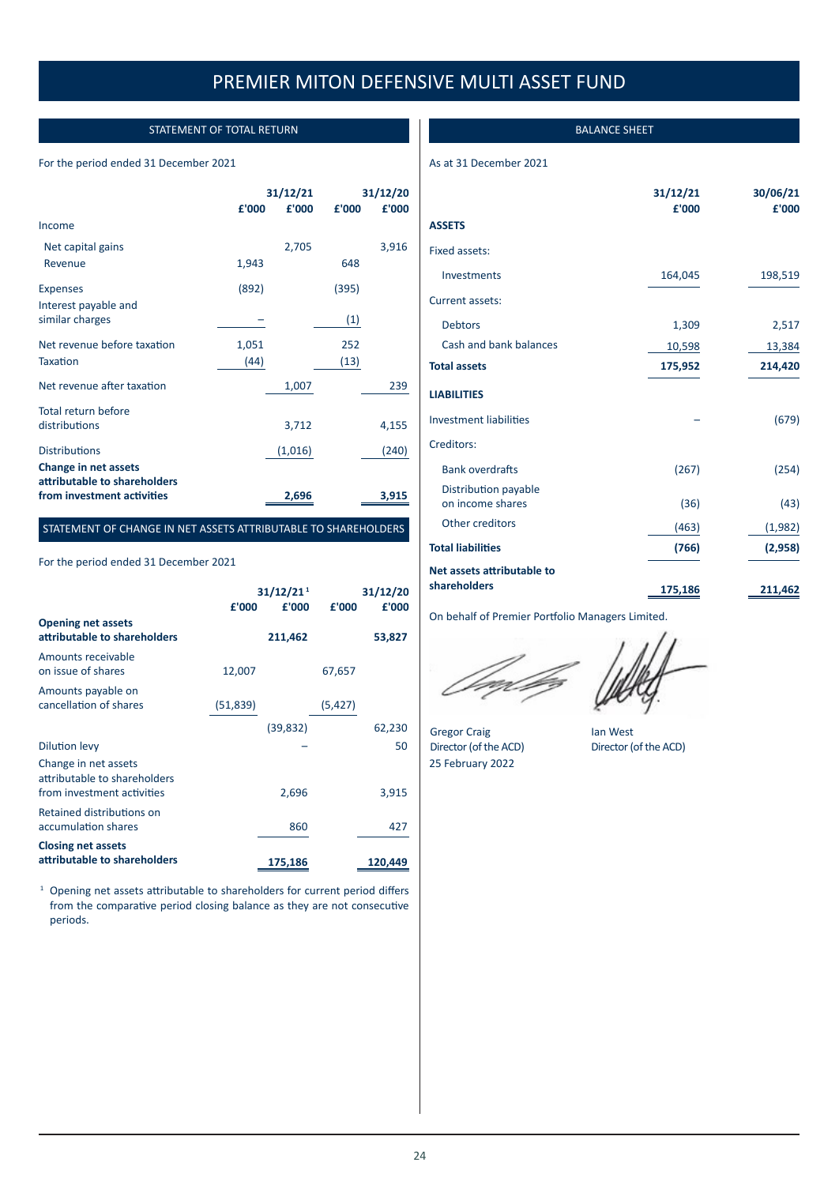# PREMIER MITON DEFENSIVE MULTI ASSET FUND

## STATEMENT OF TOTAL RETURN

For the period ended 31 December 2021

| | | 31/12/21 | | 31/12/20 |
|---|---|---|---|---|
| | £'000 | £'000 | £'000 | £'000 |
| Income | | | | |
| Net capital gains | | 2,705 | | 3,916 |
| Revenue | 1,943 | | 648 | |
| Expenses | (892) | | (395) | |
| Interest payable and similar charges | – | | (1) | |
| Net revenue before taxation | 1,051 | | 252 | |
| Taxation | (44) | | (13) | |
| Net revenue after taxation | | 1,007 | | 239 |
| Total return before distributions | | 3,712 | | 4,155 |
| Distributions | | (1,016) | | (240) |
| **Change in net assets attributable to shareholders from investment activities** | | **2,696** | | **3,915** |

## STATEMENT OF CHANGE IN NET ASSETS ATTRIBUTABLE TO SHAREHOLDERS

For the period ended 31 December 2021

| | | 31/12/21[1] | | 31/12/20 |
|---|---|---|---|---|
| | £'000 | £'000 | £'000 | £'000 |
| **Opening net assets attributable to shareholders** | | **211,462** | | **53,827** |
| Amounts receivable on issue of shares | 12,007 | | 67,657 | |
| Amounts payable on cancellation of shares | (51,839) | | (5,427) | |
| | | (39,832) | | 62,230 |
| Dilution levy | | – | | 50 |
| Change in net assets attributable to shareholders from investment activities | | 2,696 | | 3,915 |
| Retained distributions on accumulation shares | | 860 | | 427 |
| **Closing net assets attributable to shareholders** | | **175,186** | | **120,449** |

[1] Opening net assets attributable to shareholders for current period differs from the comparative period closing balance as they are not consecutive periods.

## BALANCE SHEET

As at 31 December 2021

| | 31/12/21 | 30/06/21 |
|---|---|---|
| | £'000 | £'000 |
| **ASSETS** | | |
| Fixed assets: | | |
| Investments | 164,045 | 198,519 |
| Current assets: | | |
| Debtors | 1,309 | 2,517 |
| Cash and bank balances | 10,598 | 13,384 |
| **Total assets** | **175,952** | **214,420** |
| **LIABILITIES** | | |
| Investment liabilities | – | (679) |
| Creditors: | | |
| Bank overdrafts | (267) | (254) |
| Distribution payable on income shares | (36) | (43) |
| Other creditors | (463) | (1,982) |
| **Total liabilities** | **(766)** | **(2,958)** |
| **Net assets attributable to shareholders** | **175,186** | **211,462** |

On behalf of Premier Portfolio Managers Limited.

Gregor Craig
Director (of the ACD)
25 February 2022

Ian West
Director (of the ACD)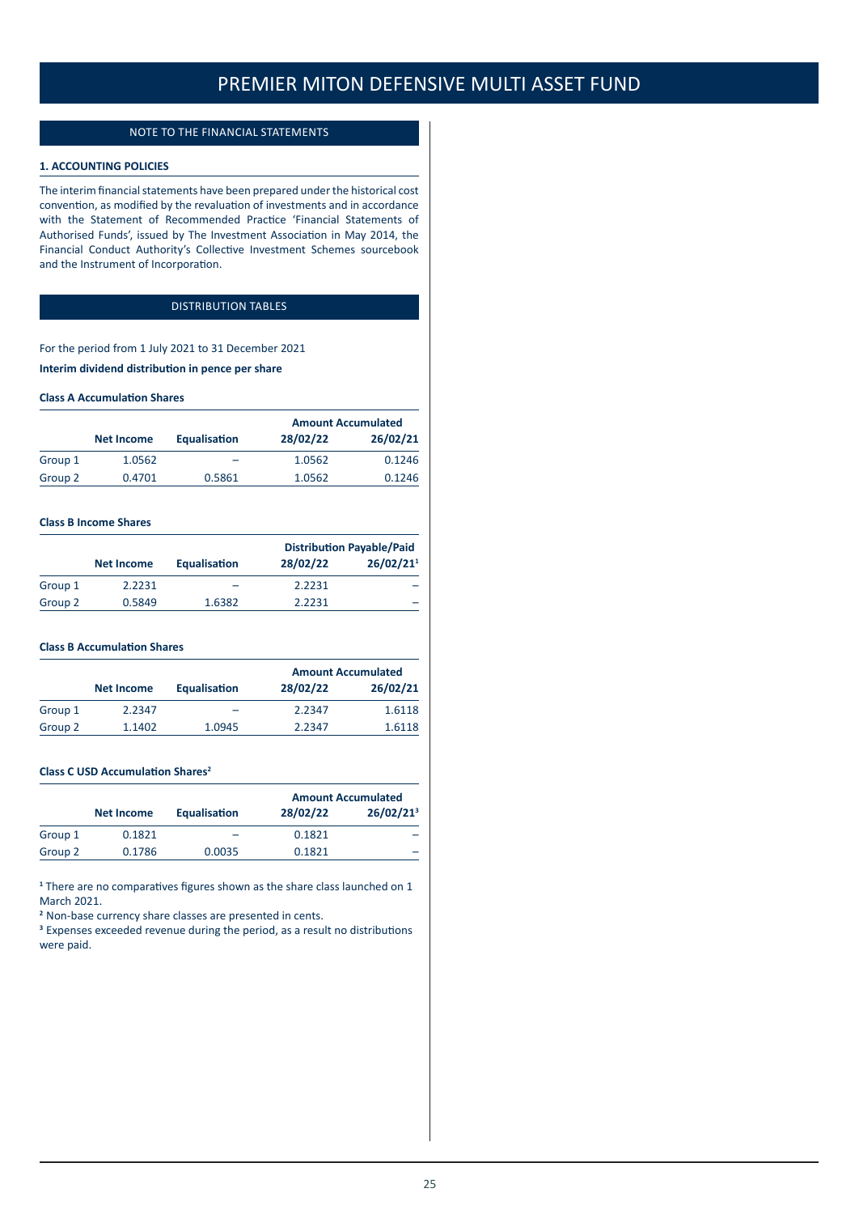# PREMIER MITON DEFENSIVE MULTI ASSET FUND

## NOTE TO THE FINANCIAL STATEMENTS

### 1. ACCOUNTING POLICIES

The interim financial statements have been prepared under the historical cost convention, as modified by the revaluation of investments and in accordance with the Statement of Recommended Practice 'Financial Statements of Authorised Funds', issued by The Investment Association in May 2014, the Financial Conduct Authority's Collective Investment Schemes sourcebook and the Instrument of Incorporation.

## DISTRIBUTION TABLES

For the period from 1 July 2021 to 31 December 2021

**Interim dividend distribution in pence per share**

**Class A Accumulation Shares**

| | Net Income | Equalisation | Amount Accumulated 28/02/22 | Amount Accumulated 26/02/21 |
|---|---|---|---|---|
| Group 1 | 1.0562 | – | 1.0562 | 0.1246 |
| Group 2 | 0.4701 | 0.5861 | 1.0562 | 0.1246 |

**Class B Income Shares**

| | Net Income | Equalisation | Distribution Payable/Paid 28/02/22 | Distribution Payable/Paid 26/02/21[1] |
|---|---|---|---|---|
| Group 1 | 2.2231 | – | 2.2231 | – |
| Group 2 | 0.5849 | 1.6382 | 2.2231 | – |

**Class B Accumulation Shares**

| | Net Income | Equalisation | Amount Accumulated 28/02/22 | Amount Accumulated 26/02/21 |
|---|---|---|---|---|
| Group 1 | 2.2347 | – | 2.2347 | 1.6118 |
| Group 2 | 1.1402 | 1.0945 | 2.2347 | 1.6118 |

**Class C USD Accumulation Shares[2]**

| | Net Income | Equalisation | Amount Accumulated 28/02/22 | Amount Accumulated 26/02/21[3] |
|---|---|---|---|---|
| Group 1 | 0.1821 | – | 0.1821 | – |
| Group 2 | 0.1786 | 0.0035 | 0.1821 | – |

[1] There are no comparatives figures shown as the share class launched on 1 March 2021.

[2] Non-base currency share classes are presented in cents.

[3] Expenses exceeded revenue during the period, as a result no distributions were paid.